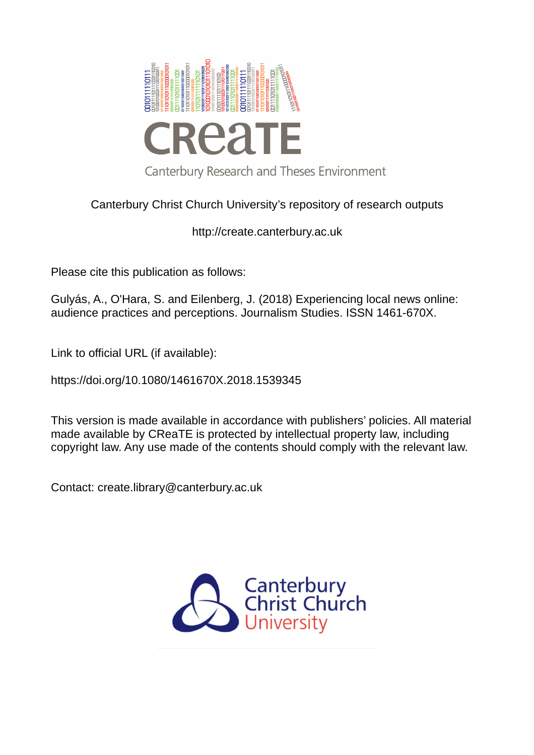CReaTE

Canterbury Research and Theses Environment

Canterbury Christ Church University's repository of research outputs

http://create.canterbury.ac.uk

Please cite this publication as follows:

Gulyás, A., O'Hara, S. and Eilenberg, J. (2018) Experiencing local news online: audience practices and perceptions. Journalism Studies. ISSN 1461-670X.

Link to official URL (if available):

https://doi.org/10.1080/1461670X.2018.1539345

This version is made available in accordance with publishers' policies. All material made available by CReaTE is protected by intellectual property law, including copyright law. Any use made of the contents should comply with the relevant law.

Contact: create.library@canterbury.ac.uk

Canterbury Christ Church University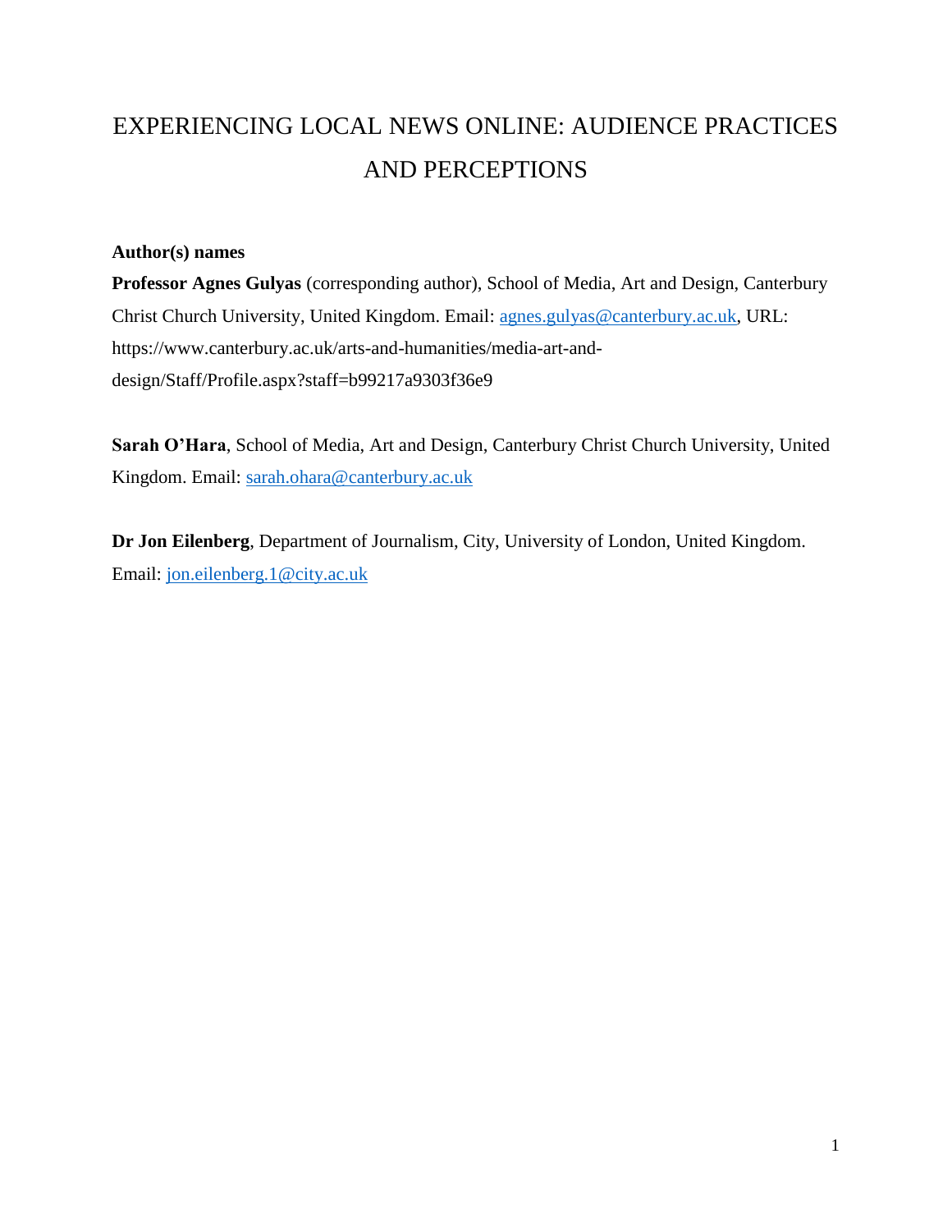# EXPERIENCING LOCAL NEWS ONLINE: AUDIENCE PRACTICES AND PERCEPTIONS

**Author(s) names**

**Professor Agnes Gulyas** (corresponding author), School of Media, Art and Design, Canterbury Christ Church University, United Kingdom. Email: agnes.gulyas@canterbury.ac.uk, URL: https://www.canterbury.ac.uk/arts-and-humanities/media-art-and-design/Staff/Profile.aspx?staff=b99217a9303f36e9

**Sarah O'Hara**, School of Media, Art and Design, Canterbury Christ Church University, United Kingdom. Email: sarah.ohara@canterbury.ac.uk

**Dr Jon Eilenberg**, Department of Journalism, City, University of London, United Kingdom. Email: jon.eilenberg.1@city.ac.uk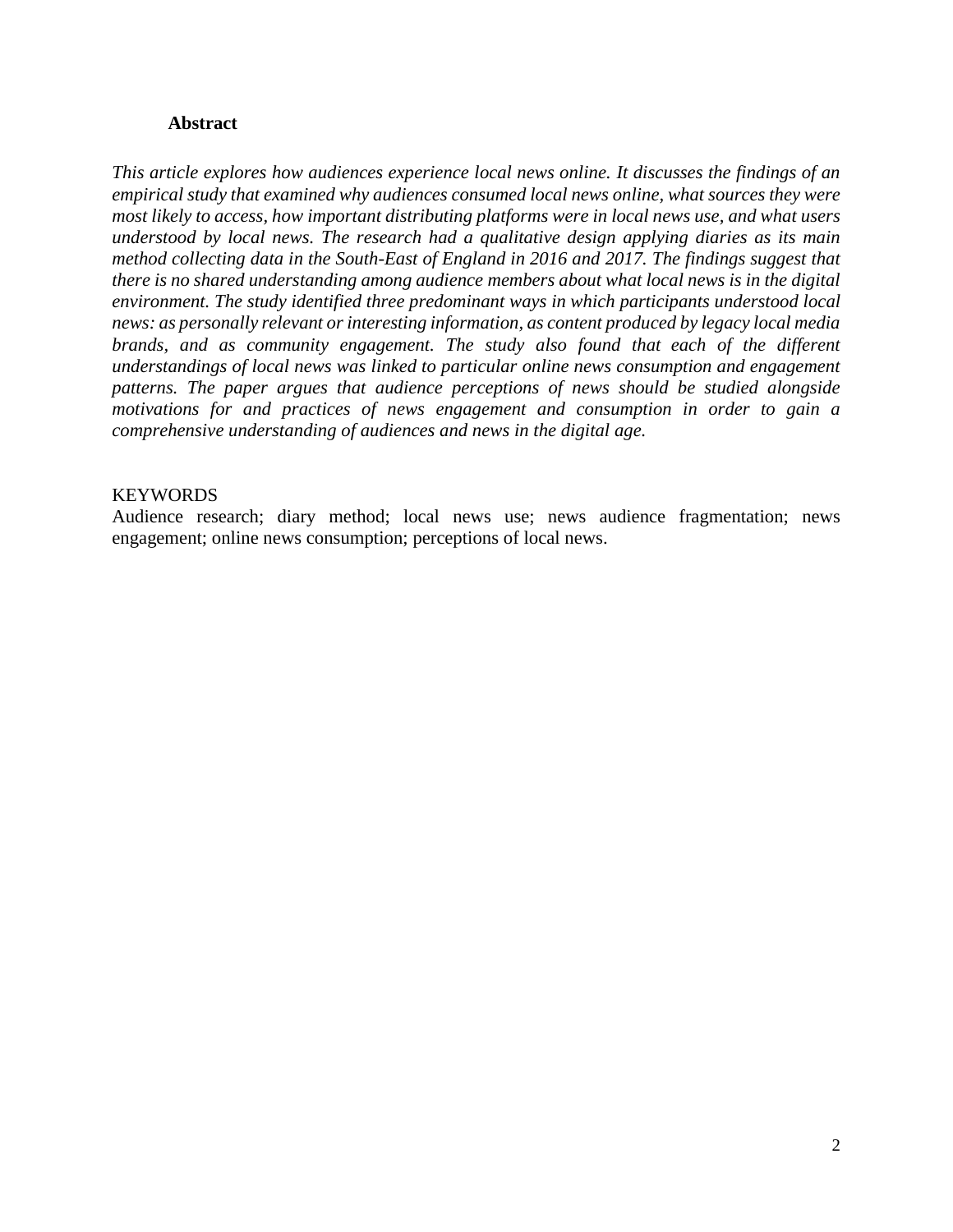## Abstract

*This article explores how audiences experience local news online. It discusses the findings of an empirical study that examined why audiences consumed local news online, what sources they were most likely to access, how important distributing platforms were in local news use, and what users understood by local news. The research had a qualitative design applying diaries as its main method collecting data in the South-East of England in 2016 and 2017. The findings suggest that there is no shared understanding among audience members about what local news is in the digital environment. The study identified three predominant ways in which participants understood local news: as personally relevant or interesting information, as content produced by legacy local media brands, and as community engagement. The study also found that each of the different understandings of local news was linked to particular online news consumption and engagement patterns. The paper argues that audience perceptions of news should be studied alongside motivations for and practices of news engagement and consumption in order to gain a comprehensive understanding of audiences and news in the digital age.*

KEYWORDS

Audience research; diary method; local news use; news audience fragmentation; news engagement; online news consumption; perceptions of local news.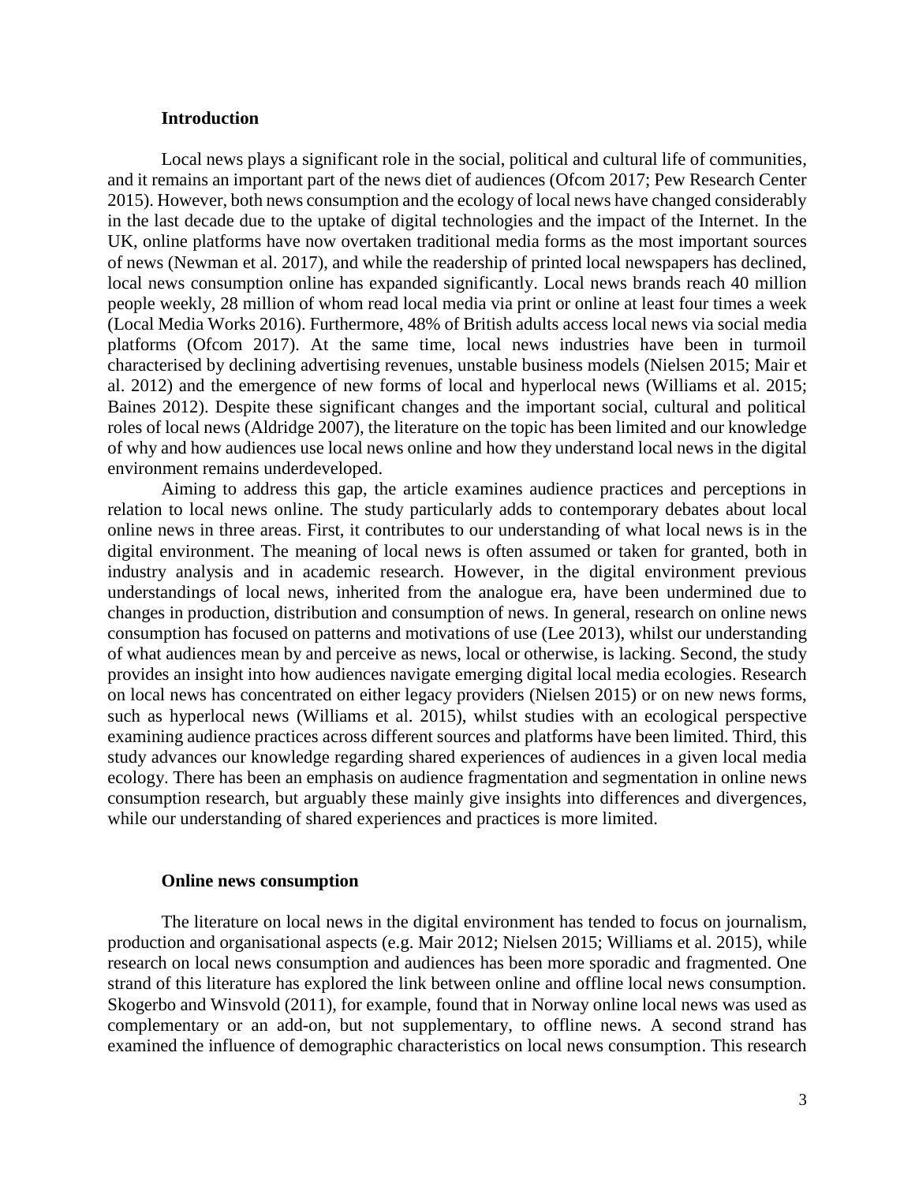## Introduction

Local news plays a significant role in the social, political and cultural life of communities, and it remains an important part of the news diet of audiences (Ofcom 2017; Pew Research Center 2015). However, both news consumption and the ecology of local news have changed considerably in the last decade due to the uptake of digital technologies and the impact of the Internet. In the UK, online platforms have now overtaken traditional media forms as the most important sources of news (Newman et al. 2017), and while the readership of printed local newspapers has declined, local news consumption online has expanded significantly. Local news brands reach 40 million people weekly, 28 million of whom read local media via print or online at least four times a week (Local Media Works 2016). Furthermore, 48% of British adults access local news via social media platforms (Ofcom 2017). At the same time, local news industries have been in turmoil characterised by declining advertising revenues, unstable business models (Nielsen 2015; Mair et al. 2012) and the emergence of new forms of local and hyperlocal news (Williams et al. 2015; Baines 2012). Despite these significant changes and the important social, cultural and political roles of local news (Aldridge 2007), the literature on the topic has been limited and our knowledge of why and how audiences use local news online and how they understand local news in the digital environment remains underdeveloped.

Aiming to address this gap, the article examines audience practices and perceptions in relation to local news online. The study particularly adds to contemporary debates about local online news in three areas. First, it contributes to our understanding of what local news is in the digital environment. The meaning of local news is often assumed or taken for granted, both in industry analysis and in academic research. However, in the digital environment previous understandings of local news, inherited from the analogue era, have been undermined due to changes in production, distribution and consumption of news. In general, research on online news consumption has focused on patterns and motivations of use (Lee 2013), whilst our understanding of what audiences mean by and perceive as news, local or otherwise, is lacking. Second, the study provides an insight into how audiences navigate emerging digital local media ecologies. Research on local news has concentrated on either legacy providers (Nielsen 2015) or on new news forms, such as hyperlocal news (Williams et al. 2015), whilst studies with an ecological perspective examining audience practices across different sources and platforms have been limited. Third, this study advances our knowledge regarding shared experiences of audiences in a given local media ecology. There has been an emphasis on audience fragmentation and segmentation in online news consumption research, but arguably these mainly give insights into differences and divergences, while our understanding of shared experiences and practices is more limited.

## Online news consumption

The literature on local news in the digital environment has tended to focus on journalism, production and organisational aspects (e.g. Mair 2012; Nielsen 2015; Williams et al. 2015), while research on local news consumption and audiences has been more sporadic and fragmented. One strand of this literature has explored the link between online and offline local news consumption. Skogerbo and Winsvold (2011), for example, found that in Norway online local news was used as complementary or an add-on, but not supplementary, to offline news. A second strand has examined the influence of demographic characteristics on local news consumption. This research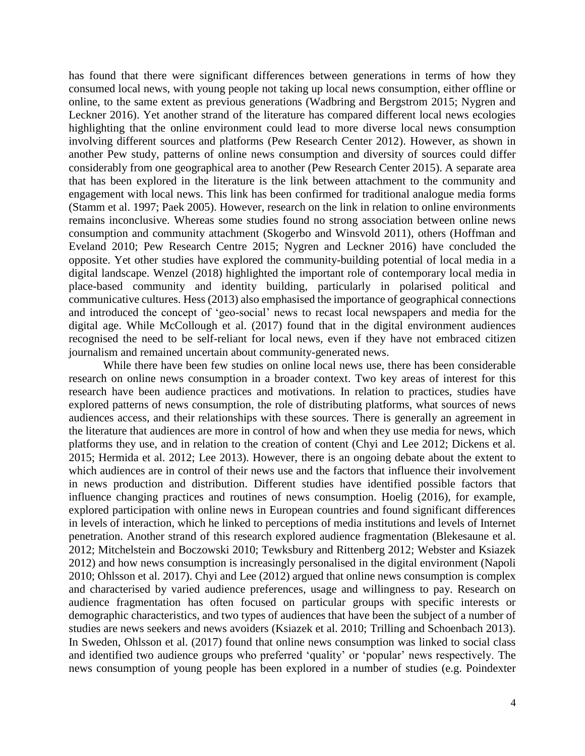has found that there were significant differences between generations in terms of how they consumed local news, with young people not taking up local news consumption, either offline or online, to the same extent as previous generations (Wadbring and Bergstrom 2015; Nygren and Leckner 2016). Yet another strand of the literature has compared different local news ecologies highlighting that the online environment could lead to more diverse local news consumption involving different sources and platforms (Pew Research Center 2012). However, as shown in another Pew study, patterns of online news consumption and diversity of sources could differ considerably from one geographical area to another (Pew Research Center 2015). A separate area that has been explored in the literature is the link between attachment to the community and engagement with local news. This link has been confirmed for traditional analogue media forms (Stamm et al. 1997; Paek 2005). However, research on the link in relation to online environments remains inconclusive. Whereas some studies found no strong association between online news consumption and community attachment (Skogerbo and Winsvold 2011), others (Hoffman and Eveland 2010; Pew Research Centre 2015; Nygren and Leckner 2016) have concluded the opposite. Yet other studies have explored the community-building potential of local media in a digital landscape. Wenzel (2018) highlighted the important role of contemporary local media in place-based community and identity building, particularly in polarised political and communicative cultures. Hess (2013) also emphasised the importance of geographical connections and introduced the concept of 'geo-social' news to recast local newspapers and media for the digital age. While McCollough et al. (2017) found that in the digital environment audiences recognised the need to be self-reliant for local news, even if they have not embraced citizen journalism and remained uncertain about community-generated news.

While there have been few studies on online local news use, there has been considerable research on online news consumption in a broader context. Two key areas of interest for this research have been audience practices and motivations. In relation to practices, studies have explored patterns of news consumption, the role of distributing platforms, what sources of news audiences access, and their relationships with these sources. There is generally an agreement in the literature that audiences are more in control of how and when they use media for news, which platforms they use, and in relation to the creation of content (Chyi and Lee 2012; Dickens et al. 2015; Hermida et al. 2012; Lee 2013). However, there is an ongoing debate about the extent to which audiences are in control of their news use and the factors that influence their involvement in news production and distribution. Different studies have identified possible factors that influence changing practices and routines of news consumption. Hoelig (2016), for example, explored participation with online news in European countries and found significant differences in levels of interaction, which he linked to perceptions of media institutions and levels of Internet penetration. Another strand of this research explored audience fragmentation (Blekesaune et al. 2012; Mitchelstein and Boczowski 2010; Tewksbury and Rittenberg 2012; Webster and Ksiazek 2012) and how news consumption is increasingly personalised in the digital environment (Napoli 2010; Ohlsson et al. 2017). Chyi and Lee (2012) argued that online news consumption is complex and characterised by varied audience preferences, usage and willingness to pay. Research on audience fragmentation has often focused on particular groups with specific interests or demographic characteristics, and two types of audiences that have been the subject of a number of studies are news seekers and news avoiders (Ksiazek et al. 2010; Trilling and Schoenbach 2013). In Sweden, Ohlsson et al. (2017) found that online news consumption was linked to social class and identified two audience groups who preferred 'quality' or 'popular' news respectively. The news consumption of young people has been explored in a number of studies (e.g. Poindexter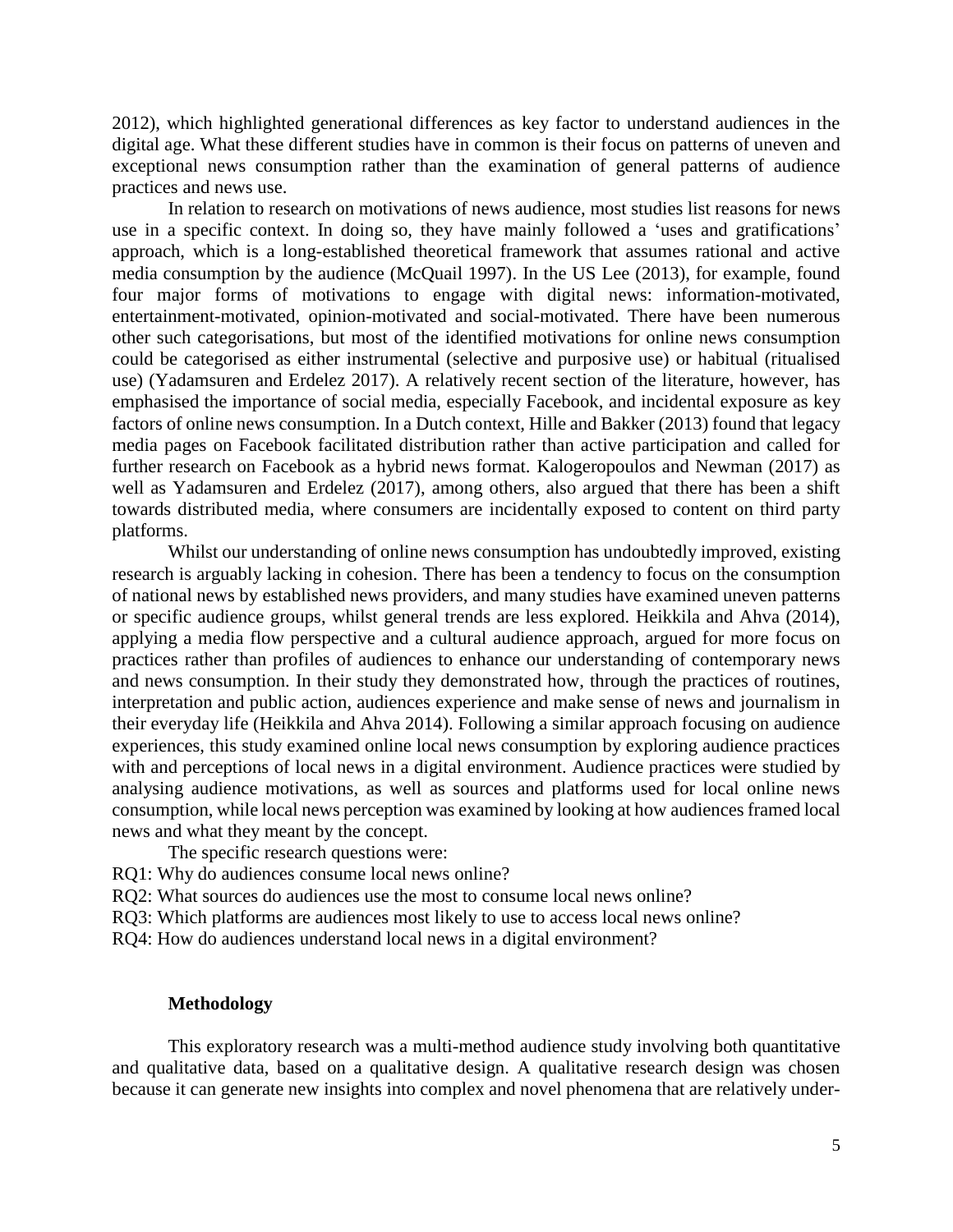2012), which highlighted generational differences as key factor to understand audiences in the digital age. What these different studies have in common is their focus on patterns of uneven and exceptional news consumption rather than the examination of general patterns of audience practices and news use.

In relation to research on motivations of news audience, most studies list reasons for news use in a specific context. In doing so, they have mainly followed a 'uses and gratifications' approach, which is a long-established theoretical framework that assumes rational and active media consumption by the audience (McQuail 1997). In the US Lee (2013), for example, found four major forms of motivations to engage with digital news: information-motivated, entertainment-motivated, opinion-motivated and social-motivated. There have been numerous other such categorisations, but most of the identified motivations for online news consumption could be categorised as either instrumental (selective and purposive use) or habitual (ritualised use) (Yadamsuren and Erdelez 2017). A relatively recent section of the literature, however, has emphasised the importance of social media, especially Facebook, and incidental exposure as key factors of online news consumption. In a Dutch context, Hille and Bakker (2013) found that legacy media pages on Facebook facilitated distribution rather than active participation and called for further research on Facebook as a hybrid news format. Kalogeropoulos and Newman (2017) as well as Yadamsuren and Erdelez (2017), among others, also argued that there has been a shift towards distributed media, where consumers are incidentally exposed to content on third party platforms.

Whilst our understanding of online news consumption has undoubtedly improved, existing research is arguably lacking in cohesion. There has been a tendency to focus on the consumption of national news by established news providers, and many studies have examined uneven patterns or specific audience groups, whilst general trends are less explored. Heikkila and Ahva (2014), applying a media flow perspective and a cultural audience approach, argued for more focus on practices rather than profiles of audiences to enhance our understanding of contemporary news and news consumption. In their study they demonstrated how, through the practices of routines, interpretation and public action, audiences experience and make sense of news and journalism in their everyday life (Heikkila and Ahva 2014). Following a similar approach focusing on audience experiences, this study examined online local news consumption by exploring audience practices with and perceptions of local news in a digital environment. Audience practices were studied by analysing audience motivations, as well as sources and platforms used for local online news consumption, while local news perception was examined by looking at how audiences framed local news and what they meant by the concept.

The specific research questions were:

RQ1: Why do audiences consume local news online?

RQ2: What sources do audiences use the most to consume local news online?

RQ3: Which platforms are audiences most likely to use to access local news online?

RQ4: How do audiences understand local news in a digital environment?

## Methodology

This exploratory research was a multi-method audience study involving both quantitative and qualitative data, based on a qualitative design. A qualitative research design was chosen because it can generate new insights into complex and novel phenomena that are relatively under-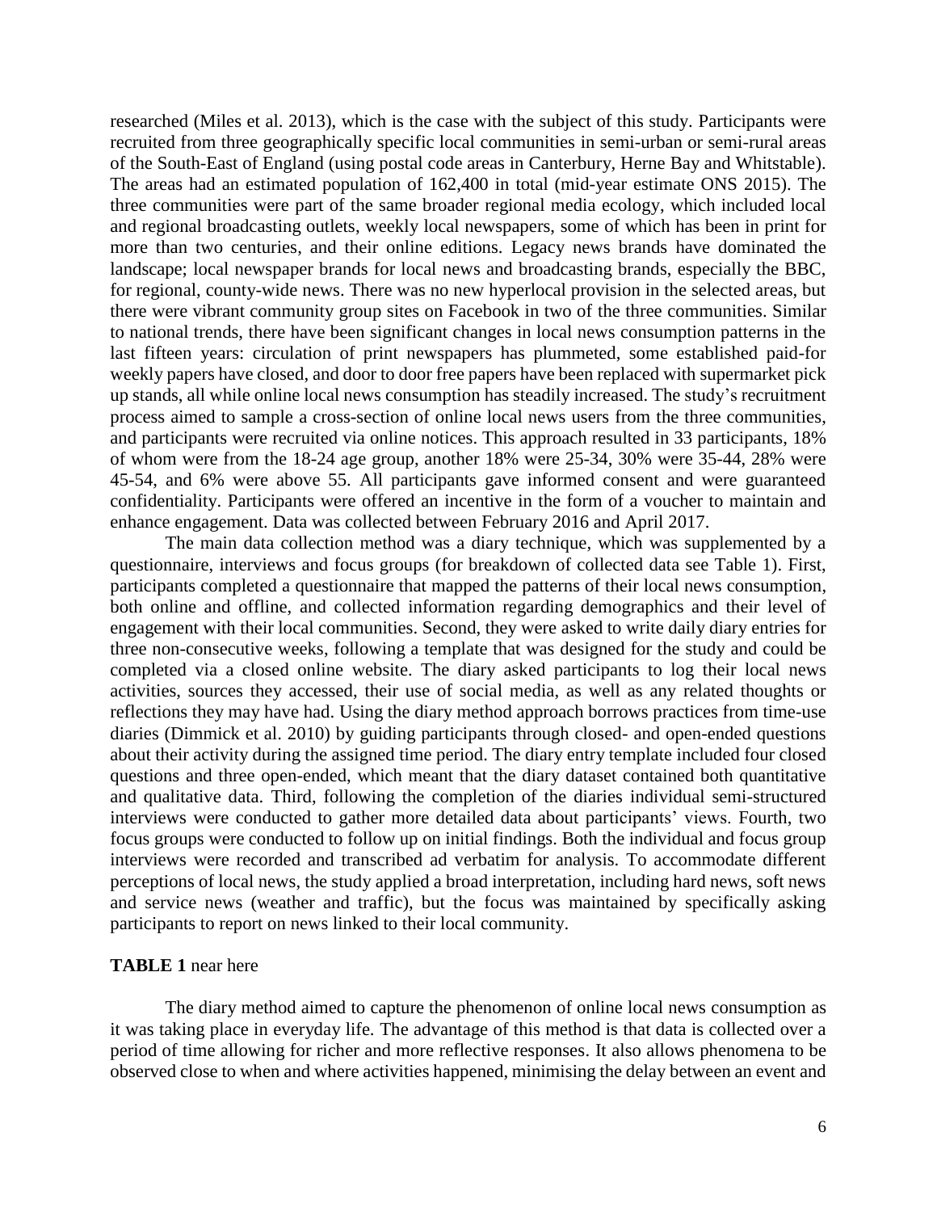researched (Miles et al. 2013), which is the case with the subject of this study. Participants were recruited from three geographically specific local communities in semi-urban or semi-rural areas of the South-East of England (using postal code areas in Canterbury, Herne Bay and Whitstable). The areas had an estimated population of 162,400 in total (mid-year estimate ONS 2015). The three communities were part of the same broader regional media ecology, which included local and regional broadcasting outlets, weekly local newspapers, some of which has been in print for more than two centuries, and their online editions. Legacy news brands have dominated the landscape; local newspaper brands for local news and broadcasting brands, especially the BBC, for regional, county-wide news. There was no new hyperlocal provision in the selected areas, but there were vibrant community group sites on Facebook in two of the three communities. Similar to national trends, there have been significant changes in local news consumption patterns in the last fifteen years: circulation of print newspapers has plummeted, some established paid-for weekly papers have closed, and door to door free papers have been replaced with supermarket pick up stands, all while online local news consumption has steadily increased. The study's recruitment process aimed to sample a cross-section of online local news users from the three communities, and participants were recruited via online notices. This approach resulted in 33 participants, 18% of whom were from the 18-24 age group, another 18% were 25-34, 30% were 35-44, 28% were 45-54, and 6% were above 55. All participants gave informed consent and were guaranteed confidentiality. Participants were offered an incentive in the form of a voucher to maintain and enhance engagement. Data was collected between February 2016 and April 2017.

The main data collection method was a diary technique, which was supplemented by a questionnaire, interviews and focus groups (for breakdown of collected data see Table 1). First, participants completed a questionnaire that mapped the patterns of their local news consumption, both online and offline, and collected information regarding demographics and their level of engagement with their local communities. Second, they were asked to write daily diary entries for three non-consecutive weeks, following a template that was designed for the study and could be completed via a closed online website. The diary asked participants to log their local news activities, sources they accessed, their use of social media, as well as any related thoughts or reflections they may have had. Using the diary method approach borrows practices from time-use diaries (Dimmick et al. 2010) by guiding participants through closed- and open-ended questions about their activity during the assigned time period. The diary entry template included four closed questions and three open-ended, which meant that the diary dataset contained both quantitative and qualitative data. Third, following the completion of the diaries individual semi-structured interviews were conducted to gather more detailed data about participants' views. Fourth, two focus groups were conducted to follow up on initial findings. Both the individual and focus group interviews were recorded and transcribed ad verbatim for analysis. To accommodate different perceptions of local news, the study applied a broad interpretation, including hard news, soft news and service news (weather and traffic), but the focus was maintained by specifically asking participants to report on news linked to their local community.

**TABLE 1** near here

The diary method aimed to capture the phenomenon of online local news consumption as it was taking place in everyday life. The advantage of this method is that data is collected over a period of time allowing for richer and more reflective responses. It also allows phenomena to be observed close to when and where activities happened, minimising the delay between an event and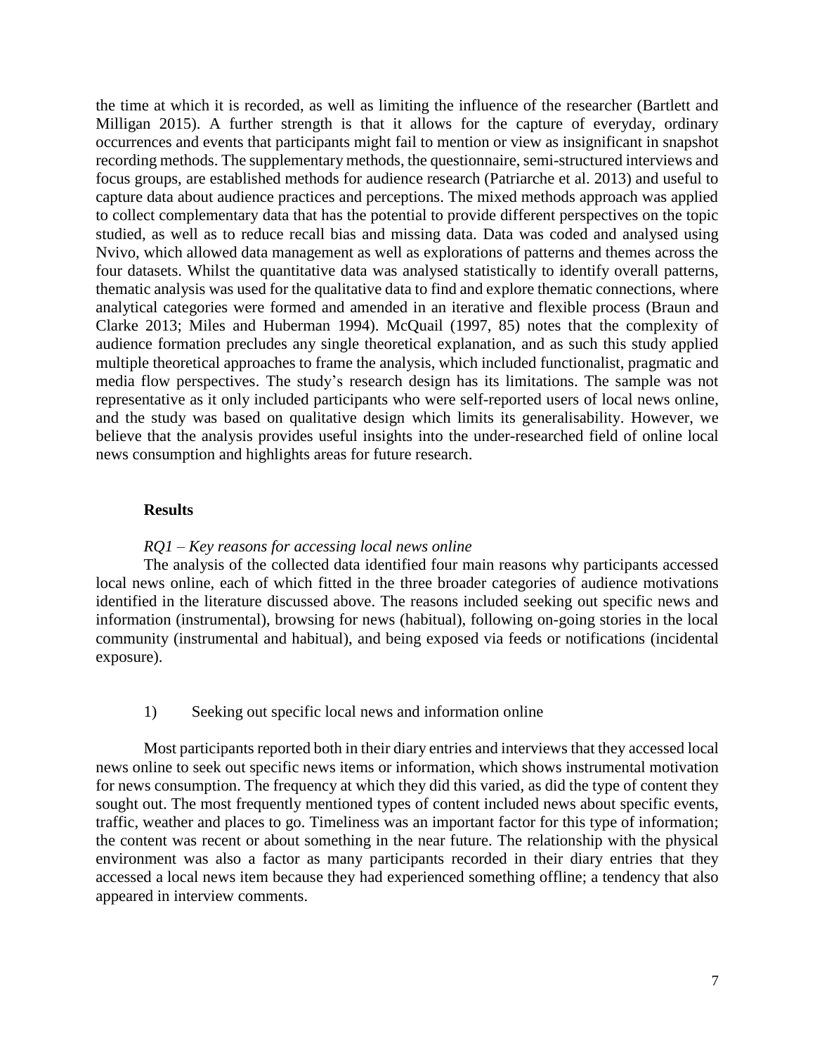the time at which it is recorded, as well as limiting the influence of the researcher (Bartlett and Milligan 2015). A further strength is that it allows for the capture of everyday, ordinary occurrences and events that participants might fail to mention or view as insignificant in snapshot recording methods. The supplementary methods, the questionnaire, semi-structured interviews and focus groups, are established methods for audience research (Patriarche et al. 2013) and useful to capture data about audience practices and perceptions. The mixed methods approach was applied to collect complementary data that has the potential to provide different perspectives on the topic studied, as well as to reduce recall bias and missing data. Data was coded and analysed using Nvivo, which allowed data management as well as explorations of patterns and themes across the four datasets. Whilst the quantitative data was analysed statistically to identify overall patterns, thematic analysis was used for the qualitative data to find and explore thematic connections, where analytical categories were formed and amended in an iterative and flexible process (Braun and Clarke 2013; Miles and Huberman 1994). McQuail (1997, 85) notes that the complexity of audience formation precludes any single theoretical explanation, and as such this study applied multiple theoretical approaches to frame the analysis, which included functionalist, pragmatic and media flow perspectives. The study's research design has its limitations. The sample was not representative as it only included participants who were self-reported users of local news online, and the study was based on qualitative design which limits its generalisability. However, we believe that the analysis provides useful insights into the under-researched field of online local news consumption and highlights areas for future research.

## Results

### *RQ1 – Key reasons for accessing local news online*

The analysis of the collected data identified four main reasons why participants accessed local news online, each of which fitted in the three broader categories of audience motivations identified in the literature discussed above. The reasons included seeking out specific news and information (instrumental), browsing for news (habitual), following on-going stories in the local community (instrumental and habitual), and being exposed via feeds or notifications (incidental exposure).

1) Seeking out specific local news and information online

Most participants reported both in their diary entries and interviews that they accessed local news online to seek out specific news items or information, which shows instrumental motivation for news consumption. The frequency at which they did this varied, as did the type of content they sought out. The most frequently mentioned types of content included news about specific events, traffic, weather and places to go. Timeliness was an important factor for this type of information; the content was recent or about something in the near future. The relationship with the physical environment was also a factor as many participants recorded in their diary entries that they accessed a local news item because they had experienced something offline; a tendency that also appeared in interview comments.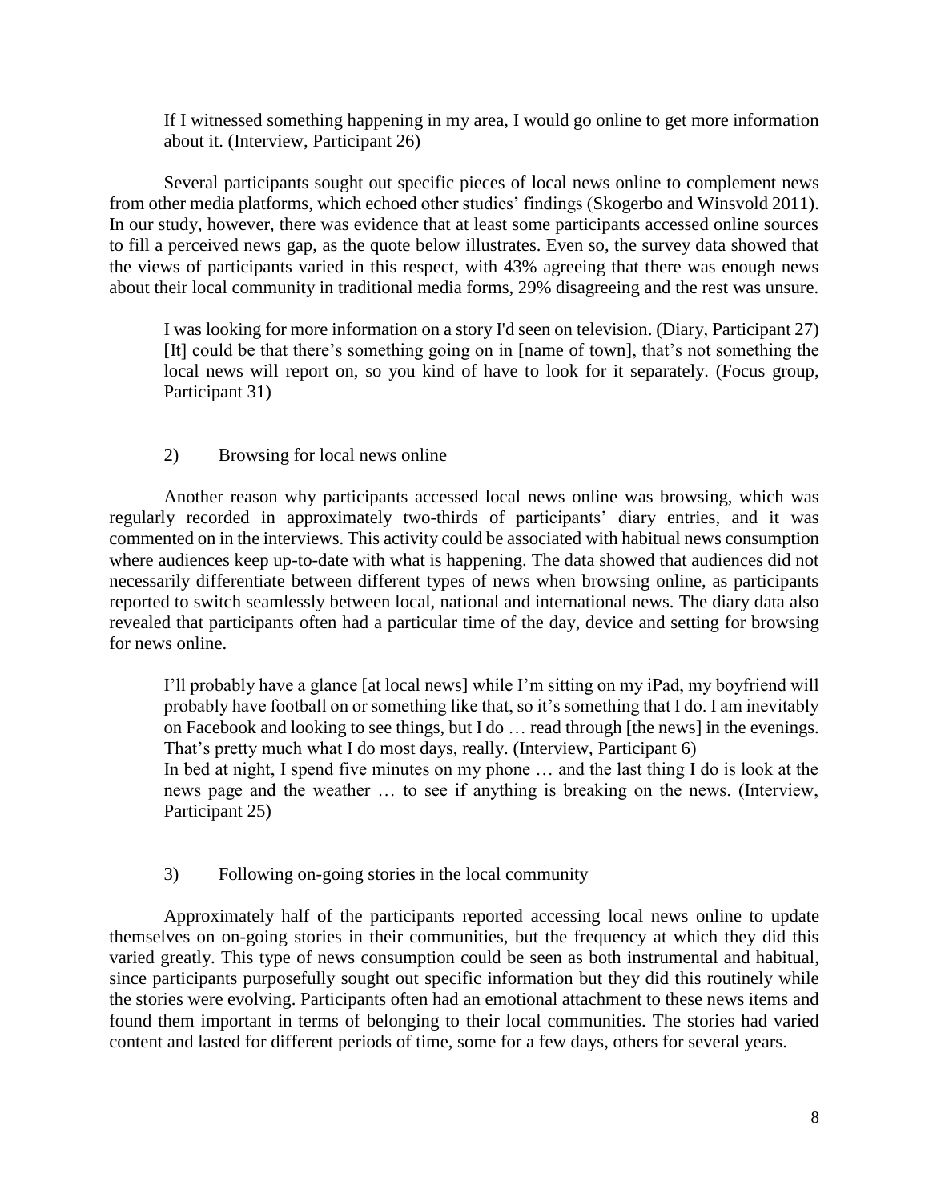> If I witnessed something happening in my area, I would go online to get more information about it. (Interview, Participant 26)

Several participants sought out specific pieces of local news online to complement news from other media platforms, which echoed other studies' findings (Skogerbo and Winsvold 2011). In our study, however, there was evidence that at least some participants accessed online sources to fill a perceived news gap, as the quote below illustrates. Even so, the survey data showed that the views of participants varied in this respect, with 43% agreeing that there was enough news about their local community in traditional media forms, 29% disagreeing and the rest was unsure.

> I was looking for more information on a story I'd seen on television. (Diary, Participant 27)
>
> [It] could be that there's something going on in [name of town], that's not something the local news will report on, so you kind of have to look for it separately. (Focus group, Participant 31)

### 2) Browsing for local news online

Another reason why participants accessed local news online was browsing, which was regularly recorded in approximately two-thirds of participants' diary entries, and it was commented on in the interviews. This activity could be associated with habitual news consumption where audiences keep up-to-date with what is happening. The data showed that audiences did not necessarily differentiate between different types of news when browsing online, as participants reported to switch seamlessly between local, national and international news. The diary data also revealed that participants often had a particular time of the day, device and setting for browsing for news online.

> I'll probably have a glance [at local news] while I'm sitting on my iPad, my boyfriend will probably have football on or something like that, so it's something that I do. I am inevitably on Facebook and looking to see things, but I do … read through [the news] in the evenings. That's pretty much what I do most days, really. (Interview, Participant 6)
>
> In bed at night, I spend five minutes on my phone … and the last thing I do is look at the news page and the weather … to see if anything is breaking on the news. (Interview, Participant 25)

### 3) Following on-going stories in the local community

Approximately half of the participants reported accessing local news online to update themselves on on-going stories in their communities, but the frequency at which they did this varied greatly. This type of news consumption could be seen as both instrumental and habitual, since participants purposefully sought out specific information but they did this routinely while the stories were evolving. Participants often had an emotional attachment to these news items and found them important in terms of belonging to their local communities. The stories had varied content and lasted for different periods of time, some for a few days, others for several years.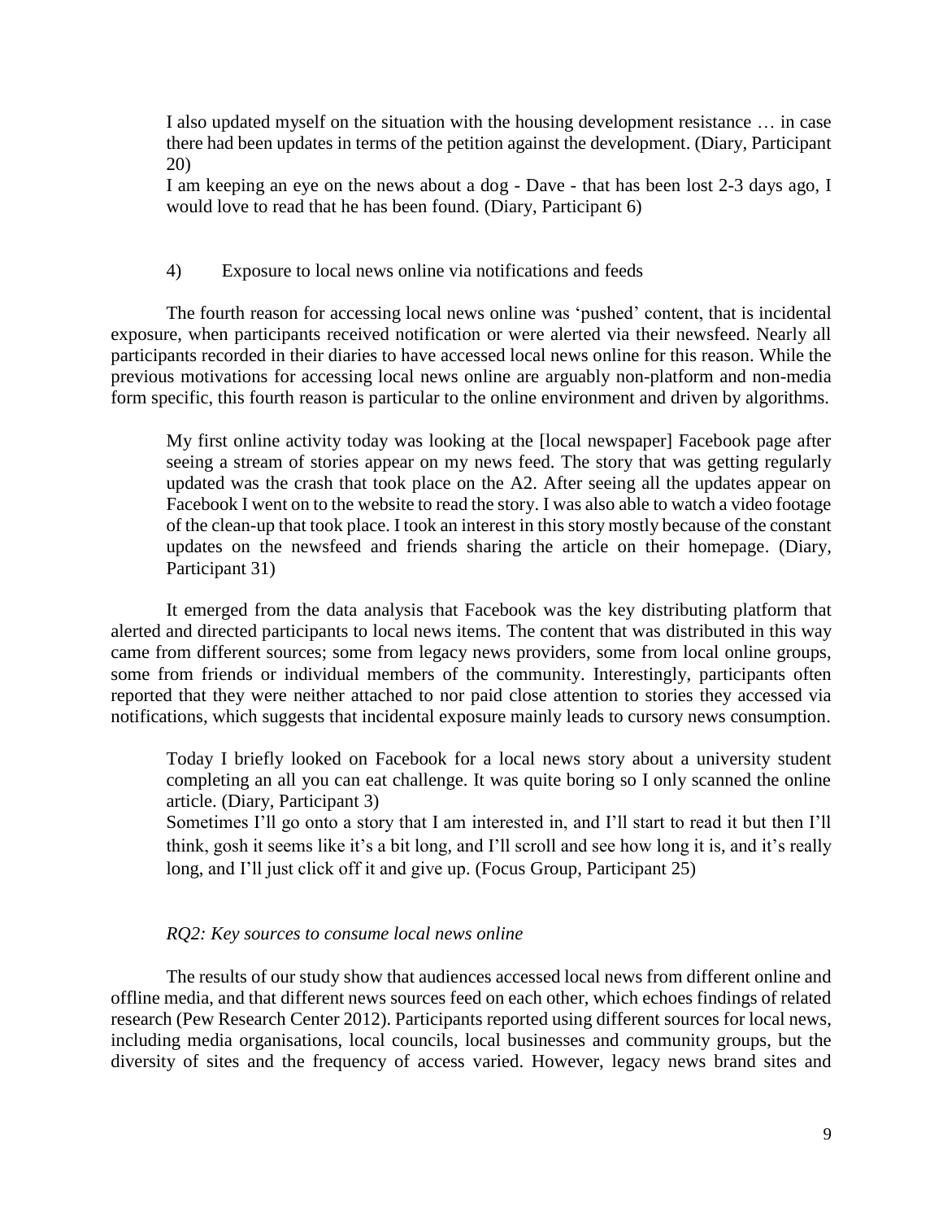I also updated myself on the situation with the housing development resistance … in case there had been updates in terms of the petition against the development. (Diary, Participant 20)

I am keeping an eye on the news about a dog - Dave - that has been lost 2-3 days ago, I would love to read that he has been found. (Diary, Participant 6)

4) Exposure to local news online via notifications and feeds

The fourth reason for accessing local news online was 'pushed' content, that is incidental exposure, when participants received notification or were alerted via their newsfeed. Nearly all participants recorded in their diaries to have accessed local news online for this reason. While the previous motivations for accessing local news online are arguably non-platform and non-media form specific, this fourth reason is particular to the online environment and driven by algorithms.

> My first online activity today was looking at the [local newspaper] Facebook page after seeing a stream of stories appear on my news feed. The story that was getting regularly updated was the crash that took place on the A2. After seeing all the updates appear on Facebook I went on to the website to read the story. I was also able to watch a video footage of the clean-up that took place. I took an interest in this story mostly because of the constant updates on the newsfeed and friends sharing the article on their homepage. (Diary, Participant 31)

It emerged from the data analysis that Facebook was the key distributing platform that alerted and directed participants to local news items. The content that was distributed in this way came from different sources; some from legacy news providers, some from local online groups, some from friends or individual members of the community. Interestingly, participants often reported that they were neither attached to nor paid close attention to stories they accessed via notifications, which suggests that incidental exposure mainly leads to cursory news consumption.

> Today I briefly looked on Facebook for a local news story about a university student completing an all you can eat challenge. It was quite boring so I only scanned the online article. (Diary, Participant 3)
>
> Sometimes I'll go onto a story that I am interested in, and I'll start to read it but then I'll think, gosh it seems like it's a bit long, and I'll scroll and see how long it is, and it's really long, and I'll just click off it and give up. (Focus Group, Participant 25)

*RQ2: Key sources to consume local news online*

The results of our study show that audiences accessed local news from different online and offline media, and that different news sources feed on each other, which echoes findings of related research (Pew Research Center 2012). Participants reported using different sources for local news, including media organisations, local councils, local businesses and community groups, but the diversity of sites and the frequency of access varied. However, legacy news brand sites and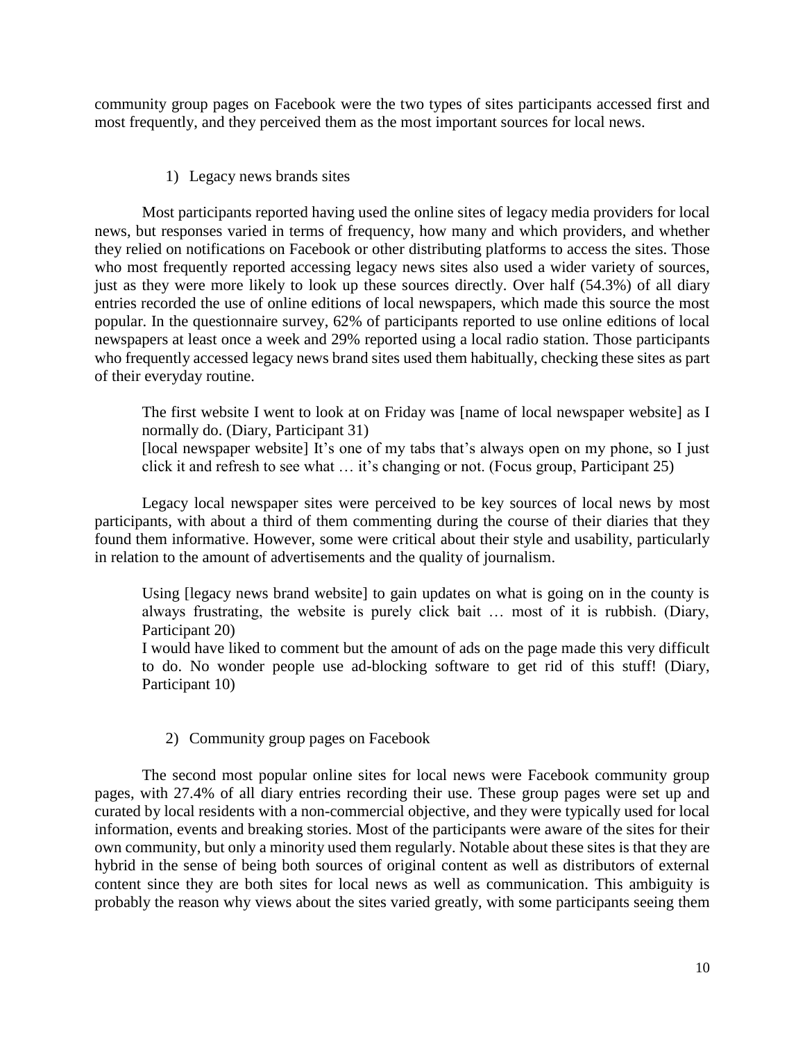community group pages on Facebook were the two types of sites participants accessed first and most frequently, and they perceived them as the most important sources for local news.

1) Legacy news brands sites

Most participants reported having used the online sites of legacy media providers for local news, but responses varied in terms of frequency, how many and which providers, and whether they relied on notifications on Facebook or other distributing platforms to access the sites. Those who most frequently reported accessing legacy news sites also used a wider variety of sources, just as they were more likely to look up these sources directly. Over half (54.3%) of all diary entries recorded the use of online editions of local newspapers, which made this source the most popular. In the questionnaire survey, 62% of participants reported to use online editions of local newspapers at least once a week and 29% reported using a local radio station. Those participants who frequently accessed legacy news brand sites used them habitually, checking these sites as part of their everyday routine.

> The first website I went to look at on Friday was [name of local newspaper website] as I normally do. (Diary, Participant 31)
>
> [local newspaper website] It's one of my tabs that's always open on my phone, so I just click it and refresh to see what … it's changing or not. (Focus group, Participant 25)

Legacy local newspaper sites were perceived to be key sources of local news by most participants, with about a third of them commenting during the course of their diaries that they found them informative. However, some were critical about their style and usability, particularly in relation to the amount of advertisements and the quality of journalism.

> Using [legacy news brand website] to gain updates on what is going on in the county is always frustrating, the website is purely click bait … most of it is rubbish. (Diary, Participant 20)
>
> I would have liked to comment but the amount of ads on the page made this very difficult to do. No wonder people use ad-blocking software to get rid of this stuff! (Diary, Participant 10)

2) Community group pages on Facebook

The second most popular online sites for local news were Facebook community group pages, with 27.4% of all diary entries recording their use. These group pages were set up and curated by local residents with a non-commercial objective, and they were typically used for local information, events and breaking stories. Most of the participants were aware of the sites for their own community, but only a minority used them regularly. Notable about these sites is that they are hybrid in the sense of being both sources of original content as well as distributors of external content since they are both sites for local news as well as communication. This ambiguity is probably the reason why views about the sites varied greatly, with some participants seeing them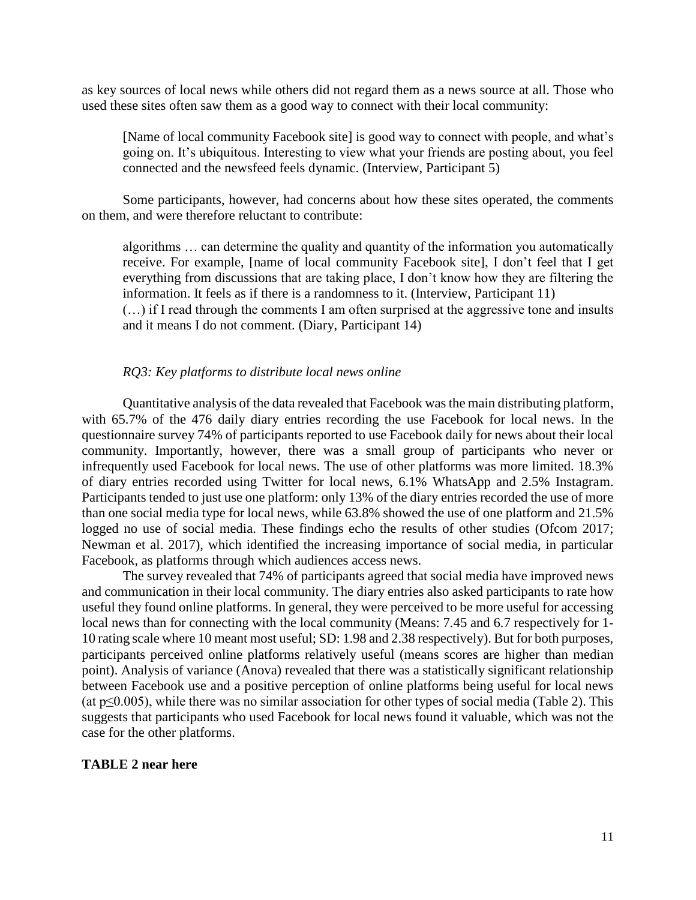as key sources of local news while others did not regard them as a news source at all. Those who used these sites often saw them as a good way to connect with their local community:

> [Name of local community Facebook site] is good way to connect with people, and what's going on. It's ubiquitous. Interesting to view what your friends are posting about, you feel connected and the newsfeed feels dynamic. (Interview, Participant 5)

Some participants, however, had concerns about how these sites operated, the comments on them, and were therefore reluctant to contribute:

> algorithms … can determine the quality and quantity of the information you automatically receive. For example, [name of local community Facebook site], I don't feel that I get everything from discussions that are taking place, I don't know how they are filtering the information. It feels as if there is a randomness to it. (Interview, Participant 11)
> (…) if I read through the comments I am often surprised at the aggressive tone and insults and it means I do not comment. (Diary, Participant 14)

*RQ3: Key platforms to distribute local news online*

Quantitative analysis of the data revealed that Facebook was the main distributing platform, with 65.7% of the 476 daily diary entries recording the use Facebook for local news. In the questionnaire survey 74% of participants reported to use Facebook daily for news about their local community. Importantly, however, there was a small group of participants who never or infrequently used Facebook for local news. The use of other platforms was more limited. 18.3% of diary entries recorded using Twitter for local news, 6.1% WhatsApp and 2.5% Instagram. Participants tended to just use one platform: only 13% of the diary entries recorded the use of more than one social media type for local news, while 63.8% showed the use of one platform and 21.5% logged no use of social media. These findings echo the results of other studies (Ofcom 2017; Newman et al. 2017), which identified the increasing importance of social media, in particular Facebook, as platforms through which audiences access news.

The survey revealed that 74% of participants agreed that social media have improved news and communication in their local community. The diary entries also asked participants to rate how useful they found online platforms. In general, they were perceived to be more useful for accessing local news than for connecting with the local community (Means: 7.45 and 6.7 respectively for 1-10 rating scale where 10 meant most useful; SD: 1.98 and 2.38 respectively). But for both purposes, participants perceived online platforms relatively useful (means scores are higher than median point). Analysis of variance (Anova) revealed that there was a statistically significant relationship between Facebook use and a positive perception of online platforms being useful for local news (at $p \leq 0.005$), while there was no similar association for other types of social media (Table 2). This suggests that participants who used Facebook for local news found it valuable, which was not the case for the other platforms.

**TABLE 2 near here**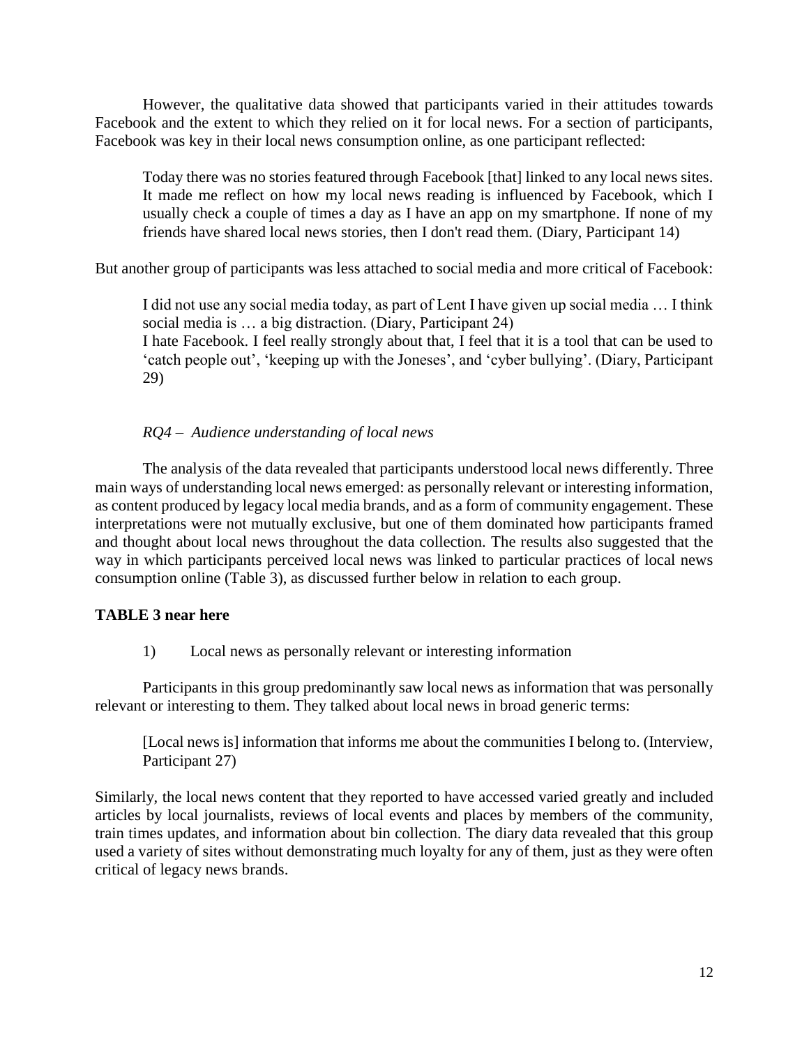However, the qualitative data showed that participants varied in their attitudes towards Facebook and the extent to which they relied on it for local news. For a section of participants, Facebook was key in their local news consumption online, as one participant reflected:

> Today there was no stories featured through Facebook [that] linked to any local news sites. It made me reflect on how my local news reading is influenced by Facebook, which I usually check a couple of times a day as I have an app on my smartphone. If none of my friends have shared local news stories, then I don't read them. (Diary, Participant 14)

But another group of participants was less attached to social media and more critical of Facebook:

> I did not use any social media today, as part of Lent I have given up social media … I think social media is … a big distraction. (Diary, Participant 24)
>
> I hate Facebook. I feel really strongly about that, I feel that it is a tool that can be used to 'catch people out', 'keeping up with the Joneses', and 'cyber bullying'. (Diary, Participant 29)

*RQ4 – Audience understanding of local news*

The analysis of the data revealed that participants understood local news differently. Three main ways of understanding local news emerged: as personally relevant or interesting information, as content produced by legacy local media brands, and as a form of community engagement. These interpretations were not mutually exclusive, but one of them dominated how participants framed and thought about local news throughout the data collection. The results also suggested that the way in which participants perceived local news was linked to particular practices of local news consumption online (Table 3), as discussed further below in relation to each group.

**TABLE 3 near here**

1) Local news as personally relevant or interesting information

Participants in this group predominantly saw local news as information that was personally relevant or interesting to them. They talked about local news in broad generic terms:

> [Local news is] information that informs me about the communities I belong to. (Interview, Participant 27)

Similarly, the local news content that they reported to have accessed varied greatly and included articles by local journalists, reviews of local events and places by members of the community, train times updates, and information about bin collection. The diary data revealed that this group used a variety of sites without demonstrating much loyalty for any of them, just as they were often critical of legacy news brands.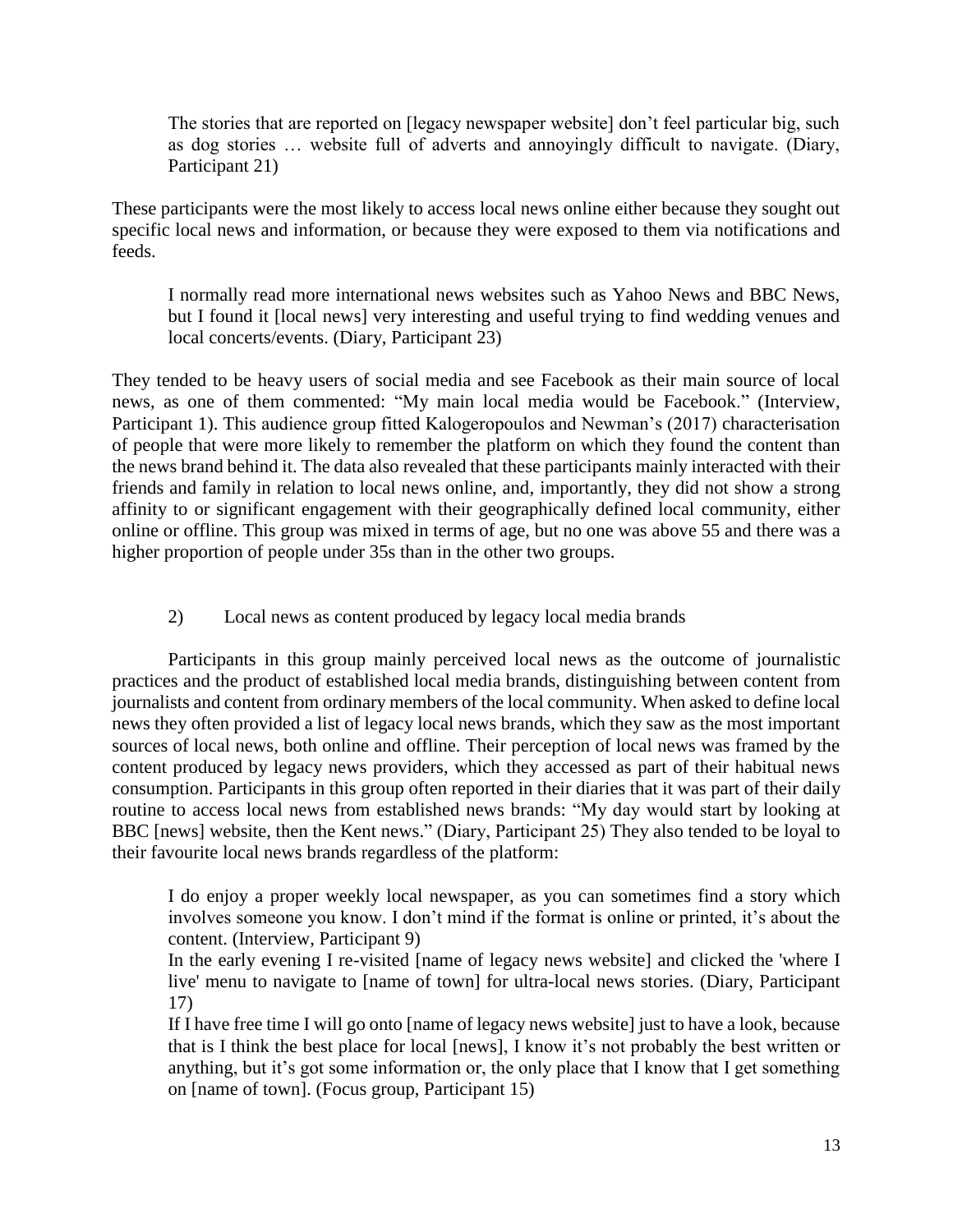> The stories that are reported on [legacy newspaper website] don't feel particular big, such as dog stories … website full of adverts and annoyingly difficult to navigate. (Diary, Participant 21)

These participants were the most likely to access local news online either because they sought out specific local news and information, or because they were exposed to them via notifications and feeds.

> I normally read more international news websites such as Yahoo News and BBC News, but I found it [local news] very interesting and useful trying to find wedding venues and local concerts/events. (Diary, Participant 23)

They tended to be heavy users of social media and see Facebook as their main source of local news, as one of them commented: "My main local media would be Facebook." (Interview, Participant 1). This audience group fitted Kalogeropoulos and Newman's (2017) characterisation of people that were more likely to remember the platform on which they found the content than the news brand behind it. The data also revealed that these participants mainly interacted with their friends and family in relation to local news online, and, importantly, they did not show a strong affinity to or significant engagement with their geographically defined local community, either online or offline. This group was mixed in terms of age, but no one was above 55 and there was a higher proportion of people under 35s than in the other two groups.

### 2) Local news as content produced by legacy local media brands

Participants in this group mainly perceived local news as the outcome of journalistic practices and the product of established local media brands, distinguishing between content from journalists and content from ordinary members of the local community. When asked to define local news they often provided a list of legacy local news brands, which they saw as the most important sources of local news, both online and offline. Their perception of local news was framed by the content produced by legacy news providers, which they accessed as part of their habitual news consumption. Participants in this group often reported in their diaries that it was part of their daily routine to access local news from established news brands: "My day would start by looking at BBC [news] website, then the Kent news." (Diary, Participant 25) They also tended to be loyal to their favourite local news brands regardless of the platform:

> I do enjoy a proper weekly local newspaper, as you can sometimes find a story which involves someone you know. I don't mind if the format is online or printed, it's about the content. (Interview, Participant 9)
>
> In the early evening I re-visited [name of legacy news website] and clicked the 'where I live' menu to navigate to [name of town] for ultra-local news stories. (Diary, Participant 17)
>
> If I have free time I will go onto [name of legacy news website] just to have a look, because that is I think the best place for local [news], I know it's not probably the best written or anything, but it's got some information or, the only place that I know that I get something on [name of town]. (Focus group, Participant 15)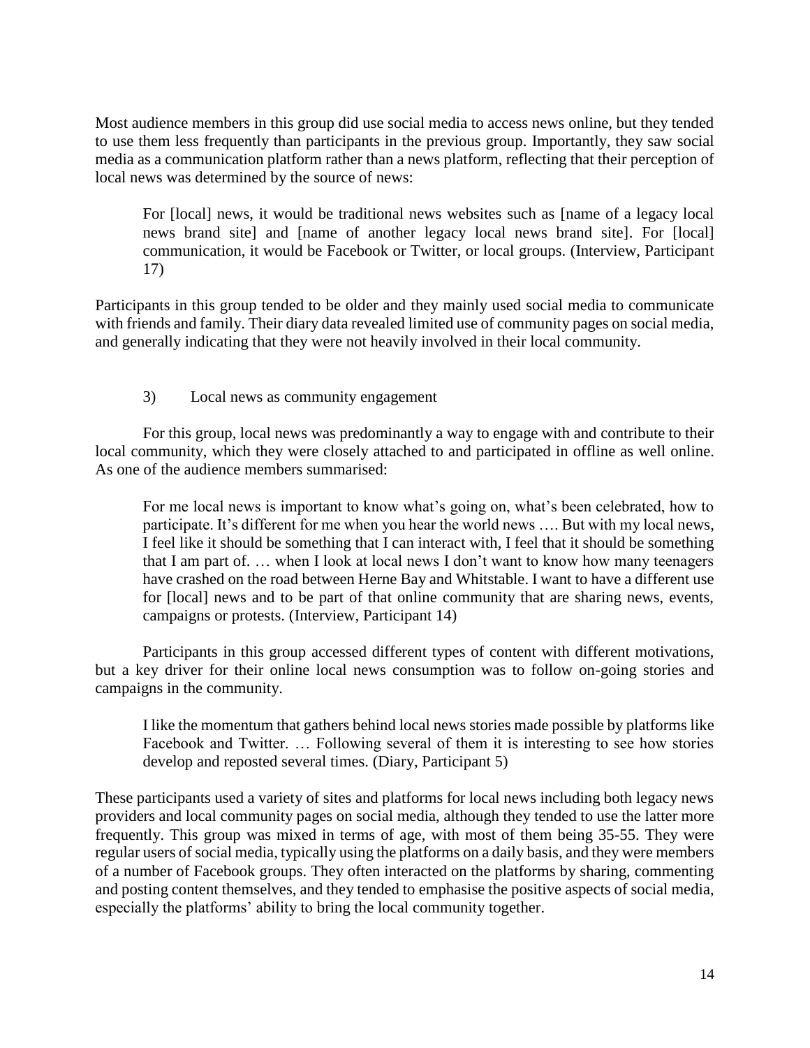Most audience members in this group did use social media to access news online, but they tended to use them less frequently than participants in the previous group. Importantly, they saw social media as a communication platform rather than a news platform, reflecting that their perception of local news was determined by the source of news:

> For [local] news, it would be traditional news websites such as [name of a legacy local news brand site] and [name of another legacy local news brand site]. For [local] communication, it would be Facebook or Twitter, or local groups. (Interview, Participant 17)

Participants in this group tended to be older and they mainly used social media to communicate with friends and family. Their diary data revealed limited use of community pages on social media, and generally indicating that they were not heavily involved in their local community.

### 3) Local news as community engagement

For this group, local news was predominantly a way to engage with and contribute to their local community, which they were closely attached to and participated in offline as well online. As one of the audience members summarised:

> For me local news is important to know what's going on, what's been celebrated, how to participate. It's different for me when you hear the world news …. But with my local news, I feel like it should be something that I can interact with, I feel that it should be something that I am part of. … when I look at local news I don't want to know how many teenagers have crashed on the road between Herne Bay and Whitstable. I want to have a different use for [local] news and to be part of that online community that are sharing news, events, campaigns or protests. (Interview, Participant 14)

Participants in this group accessed different types of content with different motivations, but a key driver for their online local news consumption was to follow on-going stories and campaigns in the community.

> I like the momentum that gathers behind local news stories made possible by platforms like Facebook and Twitter. … Following several of them it is interesting to see how stories develop and reposted several times. (Diary, Participant 5)

These participants used a variety of sites and platforms for local news including both legacy news providers and local community pages on social media, although they tended to use the latter more frequently. This group was mixed in terms of age, with most of them being 35-55. They were regular users of social media, typically using the platforms on a daily basis, and they were members of a number of Facebook groups. They often interacted on the platforms by sharing, commenting and posting content themselves, and they tended to emphasise the positive aspects of social media, especially the platforms' ability to bring the local community together.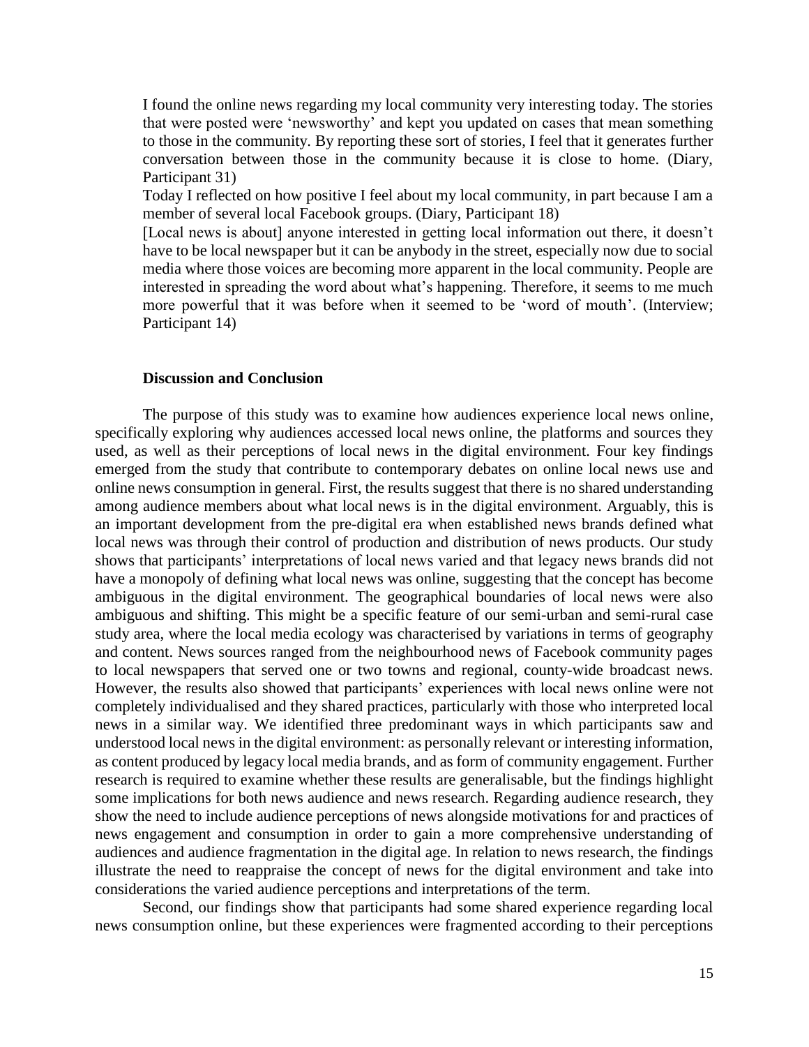> I found the online news regarding my local community very interesting today. The stories that were posted were 'newsworthy' and kept you updated on cases that mean something to those in the community. By reporting these sort of stories, I feel that it generates further conversation between those in the community because it is close to home. (Diary, Participant 31)

> Today I reflected on how positive I feel about my local community, in part because I am a member of several local Facebook groups. (Diary, Participant 18)

> [Local news is about] anyone interested in getting local information out there, it doesn't have to be local newspaper but it can be anybody in the street, especially now due to social media where those voices are becoming more apparent in the local community. People are interested in spreading the word about what's happening. Therefore, it seems to me much more powerful that it was before when it seemed to be 'word of mouth'. (Interview; Participant 14)

## Discussion and Conclusion

The purpose of this study was to examine how audiences experience local news online, specifically exploring why audiences accessed local news online, the platforms and sources they used, as well as their perceptions of local news in the digital environment. Four key findings emerged from the study that contribute to contemporary debates on online local news use and online news consumption in general. First, the results suggest that there is no shared understanding among audience members about what local news is in the digital environment. Arguably, this is an important development from the pre-digital era when established news brands defined what local news was through their control of production and distribution of news products. Our study shows that participants' interpretations of local news varied and that legacy news brands did not have a monopoly of defining what local news was online, suggesting that the concept has become ambiguous in the digital environment. The geographical boundaries of local news were also ambiguous and shifting. This might be a specific feature of our semi-urban and semi-rural case study area, where the local media ecology was characterised by variations in terms of geography and content. News sources ranged from the neighbourhood news of Facebook community pages to local newspapers that served one or two towns and regional, county-wide broadcast news. However, the results also showed that participants' experiences with local news online were not completely individualised and they shared practices, particularly with those who interpreted local news in a similar way. We identified three predominant ways in which participants saw and understood local news in the digital environment: as personally relevant or interesting information, as content produced by legacy local media brands, and as form of community engagement. Further research is required to examine whether these results are generalisable, but the findings highlight some implications for both news audience and news research. Regarding audience research, they show the need to include audience perceptions of news alongside motivations for and practices of news engagement and consumption in order to gain a more comprehensive understanding of audiences and audience fragmentation in the digital age. In relation to news research, the findings illustrate the need to reappraise the concept of news for the digital environment and take into considerations the varied audience perceptions and interpretations of the term.

Second, our findings show that participants had some shared experience regarding local news consumption online, but these experiences were fragmented according to their perceptions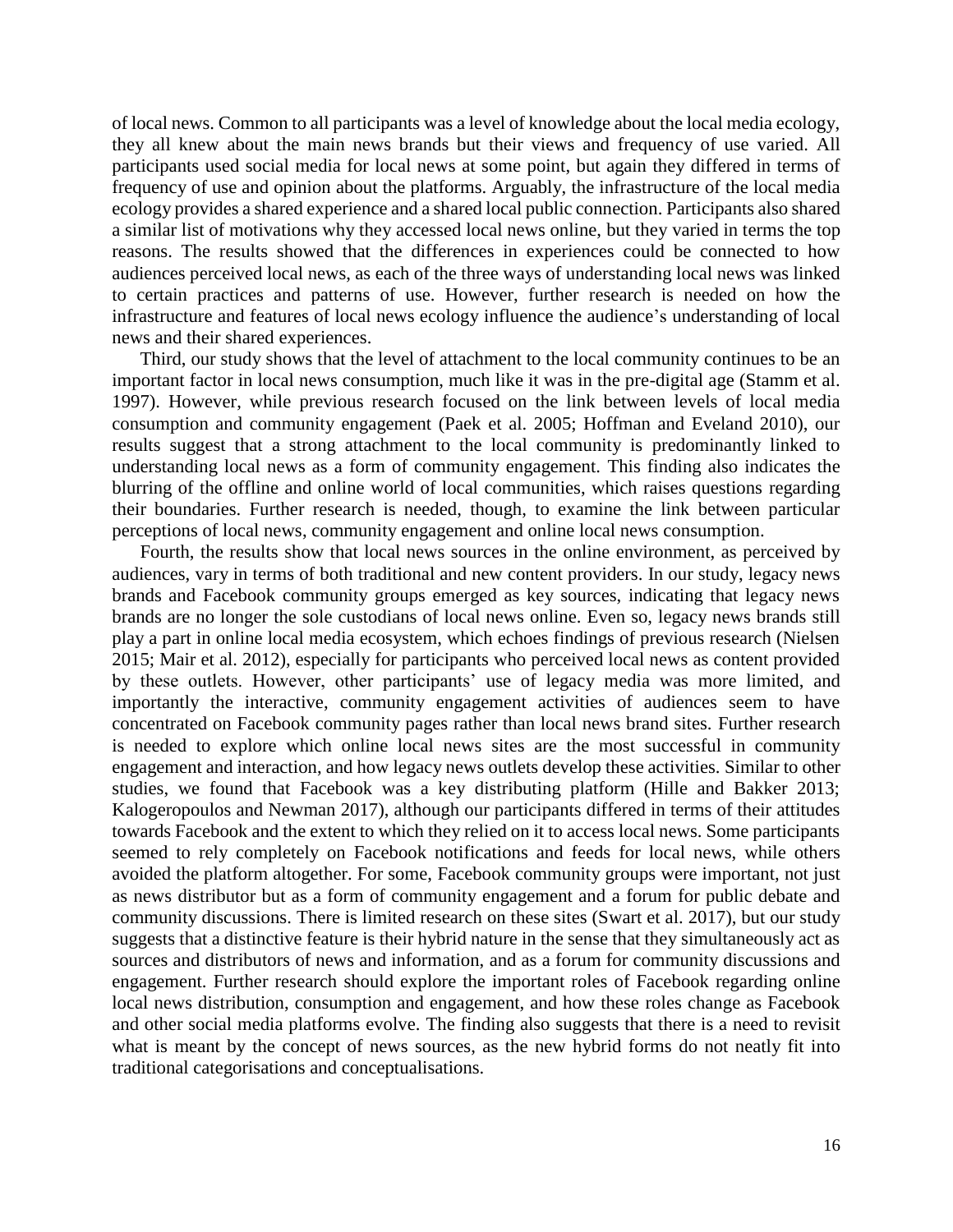of local news. Common to all participants was a level of knowledge about the local media ecology, they all knew about the main news brands but their views and frequency of use varied. All participants used social media for local news at some point, but again they differed in terms of frequency of use and opinion about the platforms. Arguably, the infrastructure of the local media ecology provides a shared experience and a shared local public connection. Participants also shared a similar list of motivations why they accessed local news online, but they varied in terms the top reasons. The results showed that the differences in experiences could be connected to how audiences perceived local news, as each of the three ways of understanding local news was linked to certain practices and patterns of use. However, further research is needed on how the infrastructure and features of local news ecology influence the audience's understanding of local news and their shared experiences.

Third, our study shows that the level of attachment to the local community continues to be an important factor in local news consumption, much like it was in the pre-digital age (Stamm et al. 1997). However, while previous research focused on the link between levels of local media consumption and community engagement (Paek et al. 2005; Hoffman and Eveland 2010), our results suggest that a strong attachment to the local community is predominantly linked to understanding local news as a form of community engagement. This finding also indicates the blurring of the offline and online world of local communities, which raises questions regarding their boundaries. Further research is needed, though, to examine the link between particular perceptions of local news, community engagement and online local news consumption.

Fourth, the results show that local news sources in the online environment, as perceived by audiences, vary in terms of both traditional and new content providers. In our study, legacy news brands and Facebook community groups emerged as key sources, indicating that legacy news brands are no longer the sole custodians of local news online. Even so, legacy news brands still play a part in online local media ecosystem, which echoes findings of previous research (Nielsen 2015; Mair et al. 2012), especially for participants who perceived local news as content provided by these outlets. However, other participants' use of legacy media was more limited, and importantly the interactive, community engagement activities of audiences seem to have concentrated on Facebook community pages rather than local news brand sites. Further research is needed to explore which online local news sites are the most successful in community engagement and interaction, and how legacy news outlets develop these activities. Similar to other studies, we found that Facebook was a key distributing platform (Hille and Bakker 2013; Kalogeropoulos and Newman 2017), although our participants differed in terms of their attitudes towards Facebook and the extent to which they relied on it to access local news. Some participants seemed to rely completely on Facebook notifications and feeds for local news, while others avoided the platform altogether. For some, Facebook community groups were important, not just as news distributor but as a form of community engagement and a forum for public debate and community discussions. There is limited research on these sites (Swart et al. 2017), but our study suggests that a distinctive feature is their hybrid nature in the sense that they simultaneously act as sources and distributors of news and information, and as a forum for community discussions and engagement. Further research should explore the important roles of Facebook regarding online local news distribution, consumption and engagement, and how these roles change as Facebook and other social media platforms evolve. The finding also suggests that there is a need to revisit what is meant by the concept of news sources, as the new hybrid forms do not neatly fit into traditional categorisations and conceptualisations.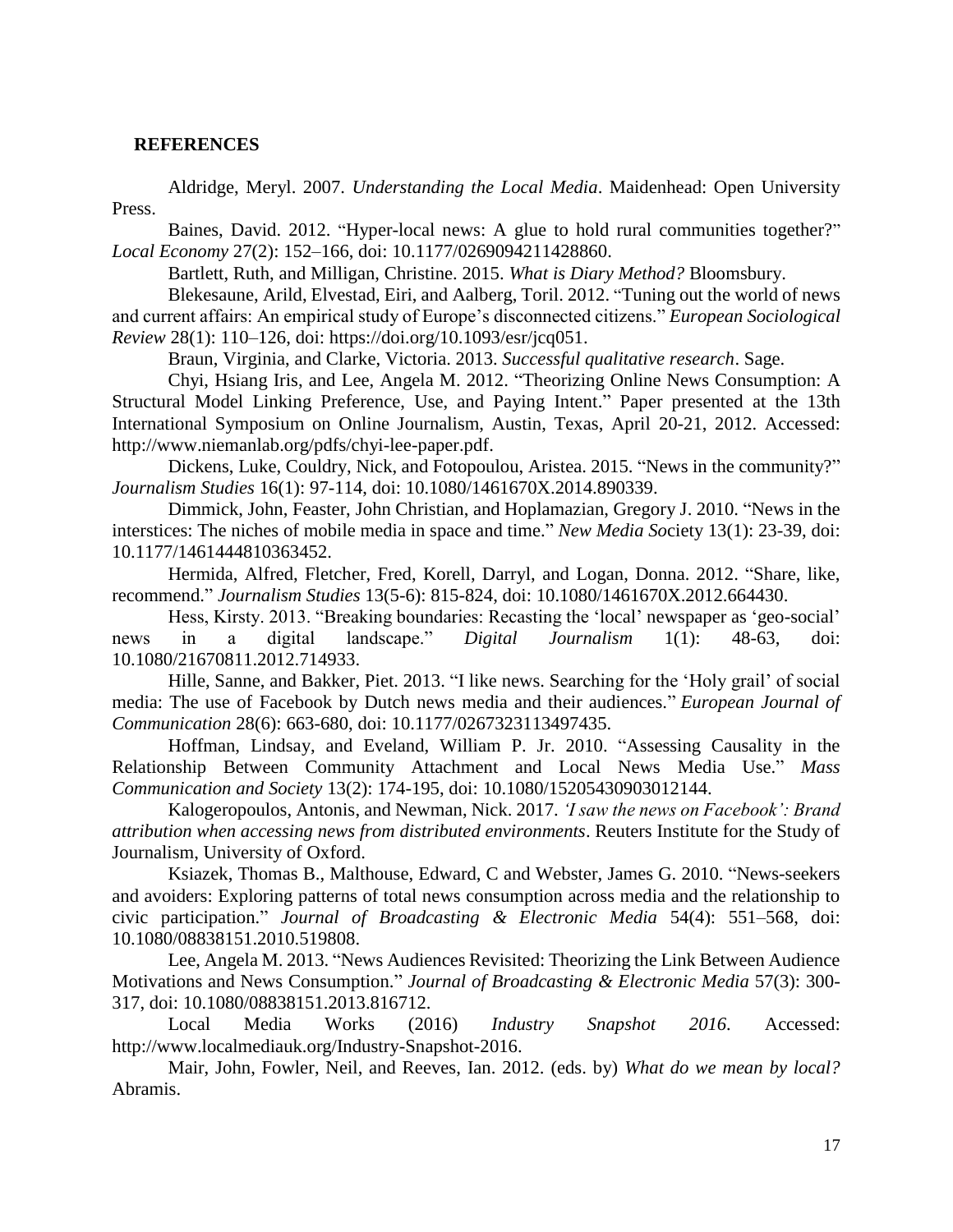## REFERENCES

Aldridge, Meryl. 2007. *Understanding the Local Media*. Maidenhead: Open University Press.

Baines, David. 2012. "Hyper-local news: A glue to hold rural communities together?" *Local Economy* 27(2): 152–166, doi: 10.1177/0269094211428860.

Bartlett, Ruth, and Milligan, Christine. 2015. *What is Diary Method?* Bloomsbury.

Blekesaune, Arild, Elvestad, Eiri, and Aalberg, Toril. 2012. "Tuning out the world of news and current affairs: An empirical study of Europe's disconnected citizens." *European Sociological Review* 28(1): 110–126, doi: https://doi.org/10.1093/esr/jcq051.

Braun, Virginia, and Clarke, Victoria. 2013. *Successful qualitative research*. Sage.

Chyi, Hsiang Iris, and Lee, Angela M. 2012. "Theorizing Online News Consumption: A Structural Model Linking Preference, Use, and Paying Intent." Paper presented at the 13th International Symposium on Online Journalism, Austin, Texas, April 20-21, 2012. Accessed: http://www.niemanlab.org/pdfs/chyi-lee-paper.pdf.

Dickens, Luke, Couldry, Nick, and Fotopoulou, Aristea. 2015. "News in the community?" *Journalism Studies* 16(1): 97-114, doi: 10.1080/1461670X.2014.890339.

Dimmick, John, Feaster, John Christian, and Hoplamazian, Gregory J. 2010. "News in the interstices: The niches of mobile media in space and time." *New Media So*ciety 13(1): 23-39, doi: 10.1177/1461444810363452.

Hermida, Alfred, Fletcher, Fred, Korell, Darryl, and Logan, Donna. 2012. "Share, like, recommend." *Journalism Studies* 13(5-6): 815-824, doi: 10.1080/1461670X.2012.664430.

Hess, Kirsty. 2013. "Breaking boundaries: Recasting the 'local' newspaper as 'geo-social' news in a digital landscape." *Digital Journalism* 1(1): 48-63, doi: 10.1080/21670811.2012.714933.

Hille, Sanne, and Bakker, Piet. 2013. "I like news. Searching for the 'Holy grail' of social media: The use of Facebook by Dutch news media and their audiences." *European Journal of Communication* 28(6): 663-680, doi: 10.1177/0267323113497435.

Hoffman, Lindsay, and Eveland, William P. Jr. 2010. "Assessing Causality in the Relationship Between Community Attachment and Local News Media Use." *Mass Communication and Society* 13(2): 174-195, doi: 10.1080/15205430903012144.

Kalogeropoulos, Antonis, and Newman, Nick. 2017. *'I saw the news on Facebook': Brand attribution when accessing news from distributed environments*. Reuters Institute for the Study of Journalism, University of Oxford.

Ksiazek, Thomas B., Malthouse, Edward, C and Webster, James G. 2010. "News-seekers and avoiders: Exploring patterns of total news consumption across media and the relationship to civic participation." *Journal of Broadcasting & Electronic Media* 54(4): 551–568, doi: 10.1080/08838151.2010.519808.

Lee, Angela M. 2013. "News Audiences Revisited: Theorizing the Link Between Audience Motivations and News Consumption." *Journal of Broadcasting & Electronic Media* 57(3): 300-317, doi: 10.1080/08838151.2013.816712.

Local Media Works (2016) *Industry Snapshot 2016*. Accessed: http://www.localmediauk.org/Industry-Snapshot-2016.

Mair, John, Fowler, Neil, and Reeves, Ian. 2012. (eds. by) *What do we mean by local?* Abramis.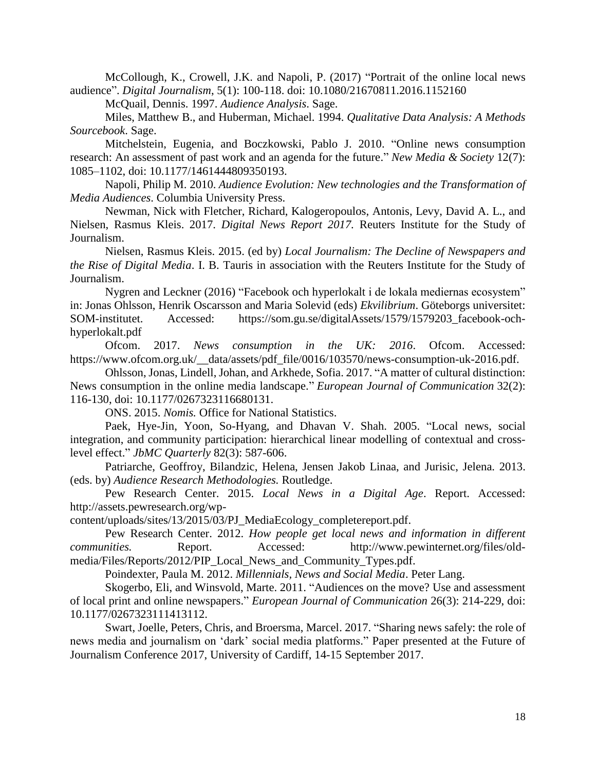McCollough, K., Crowell, J.K. and Napoli, P. (2017) "Portrait of the online local news audience". *Digital Journalism*, 5(1): 100-118. doi: 10.1080/21670811.2016.1152160

McQuail, Dennis. 1997. *Audience Analysis*. Sage.

Miles, Matthew B., and Huberman, Michael. 1994. *Qualitative Data Analysis: A Methods Sourcebook*. Sage.

Mitchelstein, Eugenia, and Boczkowski, Pablo J. 2010. "Online news consumption research: An assessment of past work and an agenda for the future." *New Media & Society* 12(7): 1085–1102, doi: 10.1177/1461444809350193.

Napoli, Philip M. 2010. *Audience Evolution: New technologies and the Transformation of Media Audiences*. Columbia University Press.

Newman, Nick with Fletcher, Richard, Kalogeropoulos, Antonis, Levy, David A. L., and Nielsen, Rasmus Kleis. 2017. *Digital News Report 2017*. Reuters Institute for the Study of Journalism.

Nielsen, Rasmus Kleis. 2015. (ed by) *Local Journalism: The Decline of Newspapers and the Rise of Digital Media*. I. B. Tauris in association with the Reuters Institute for the Study of Journalism.

Nygren and Leckner (2016) "Facebook och hyperlokalt i de lokala mediernas ecosystem" in: Jonas Ohlsson, Henrik Oscarsson and Maria Solevid (eds) *Ekvilibrium*. Göteborgs universitet: SOM-institutet. Accessed: https://som.gu.se/digitalAssets/1579/1579203_facebook-och-hyperlokalt.pdf

Ofcom. 2017. *News consumption in the UK: 2016*. Ofcom. Accessed: https://www.ofcom.org.uk/__data/assets/pdf_file/0016/103570/news-consumption-uk-2016.pdf.

Ohlsson, Jonas, Lindell, Johan, and Arkhede, Sofia. 2017. "A matter of cultural distinction: News consumption in the online media landscape." *European Journal of Communication* 32(2): 116-130, doi: 10.1177/0267323116680131.

ONS. 2015. *Nomis.* Office for National Statistics.

Paek, Hye-Jin, Yoon, So-Hyang, and Dhavan V. Shah. 2005. "Local news, social integration, and community participation: hierarchical linear modelling of contextual and cross-level effect." *JbMC Quarterly* 82(3): 587-606.

Patriarche, Geoffroy, Bilandzic, Helena, Jensen Jakob Linaa, and Jurisic, Jelena. 2013. (eds. by) *Audience Research Methodologies.* Routledge.

Pew Research Center. 2015. *Local News in a Digital Age*. Report. Accessed: http://assets.pewresearch.org/wp-content/uploads/sites/13/2015/03/PJ_MediaEcology_completereport.pdf.

Pew Research Center. 2012. *How people get local news and information in different communities.* Report. Accessed: http://www.pewinternet.org/files/old-media/Files/Reports/2012/PIP_Local_News_and_Community_Types.pdf.

Poindexter, Paula M. 2012. *Millennials, News and Social Media*. Peter Lang.

Skogerbo, Eli, and Winsvold, Marte. 2011. "Audiences on the move? Use and assessment of local print and online newspapers." *European Journal of Communication* 26(3): 214-229, doi: 10.1177/0267323111413112.

Swart, Joelle, Peters, Chris, and Broersma, Marcel. 2017. "Sharing news safely: the role of news media and journalism on 'dark' social media platforms." Paper presented at the Future of Journalism Conference 2017, University of Cardiff, 14-15 September 2017.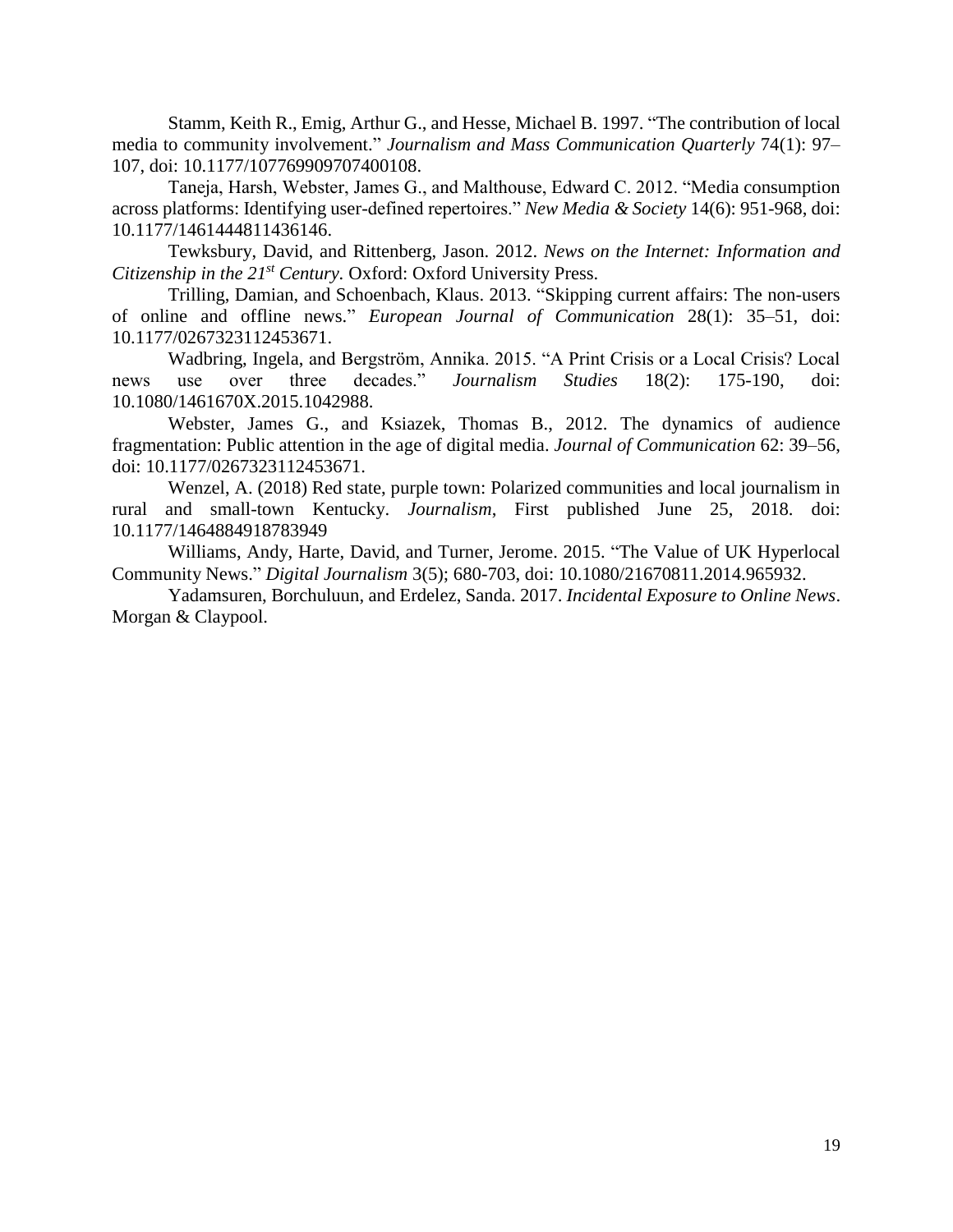Stamm, Keith R., Emig, Arthur G., and Hesse, Michael B. 1997. "The contribution of local media to community involvement." *Journalism and Mass Communication Quarterly* 74(1): 97–107, doi: 10.1177/107769909707400108.

Taneja, Harsh, Webster, James G., and Malthouse, Edward C. 2012. "Media consumption across platforms: Identifying user-defined repertoires." *New Media & Society* 14(6): 951-968, doi: 10.1177/1461444811436146.

Tewksbury, David, and Rittenberg, Jason. 2012. *News on the Internet: Information and Citizenship in the 21st Century.* Oxford: Oxford University Press.

Trilling, Damian, and Schoenbach, Klaus. 2013. "Skipping current affairs: The non-users of online and offline news." *European Journal of Communication* 28(1): 35–51, doi: 10.1177/0267323112453671.

Wadbring, Ingela, and Bergström, Annika. 2015. "A Print Crisis or a Local Crisis? Local news use over three decades." *Journalism Studies* 18(2): 175-190, doi: 10.1080/1461670X.2015.1042988.

Webster, James G., and Ksiazek, Thomas B., 2012. The dynamics of audience fragmentation: Public attention in the age of digital media. *Journal of Communication* 62: 39–56, doi: 10.1177/0267323112453671.

Wenzel, A. (2018) Red state, purple town: Polarized communities and local journalism in rural and small-town Kentucky. *Journalism*, First published June 25, 2018. doi: 10.1177/1464884918783949

Williams, Andy, Harte, David, and Turner, Jerome. 2015. "The Value of UK Hyperlocal Community News." *Digital Journalism* 3(5); 680-703, doi: 10.1080/21670811.2014.965932.

Yadamsuren, Borchuluun, and Erdelez, Sanda. 2017. *Incidental Exposure to Online News*. Morgan & Claypool.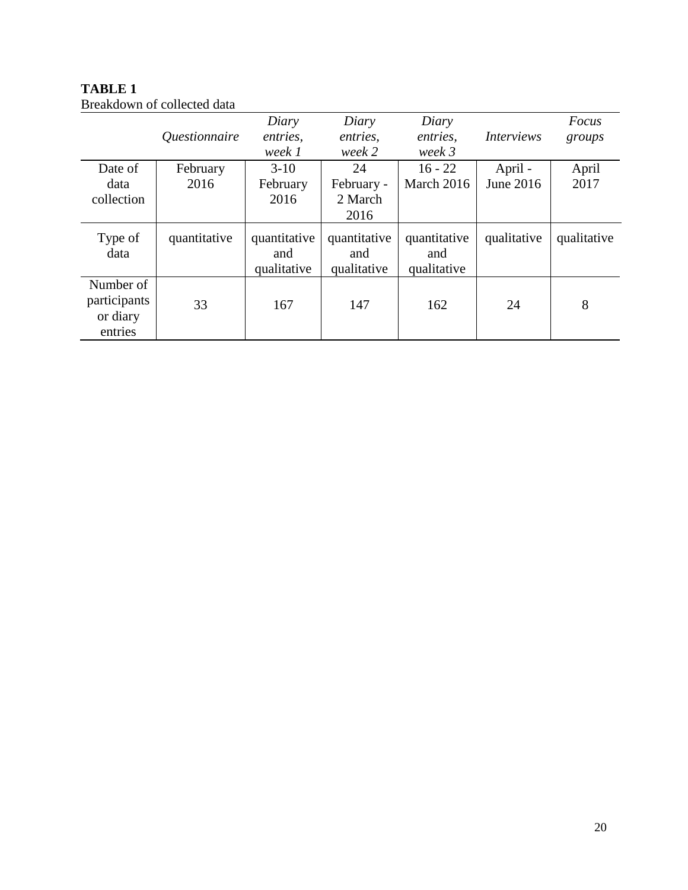**TABLE 1**

Breakdown of collected data

| | *Questionnaire* | *Diary entries, week 1* | *Diary entries, week 2* | *Diary entries, week 3* | *Interviews* | *Focus groups* |
|---|---|---|---|---|---|---|
| Date of data collection | February 2016 | 3-10 February 2016 | 24 February - 2 March 2016 | 16 - 22 March 2016 | April - June 2016 | April 2017 |
| Type of data | quantitative | quantitative and qualitative | quantitative and qualitative | quantitative and qualitative | qualitative | qualitative |
| Number of participants or diary entries | 33 | 167 | 147 | 162 | 24 | 8 |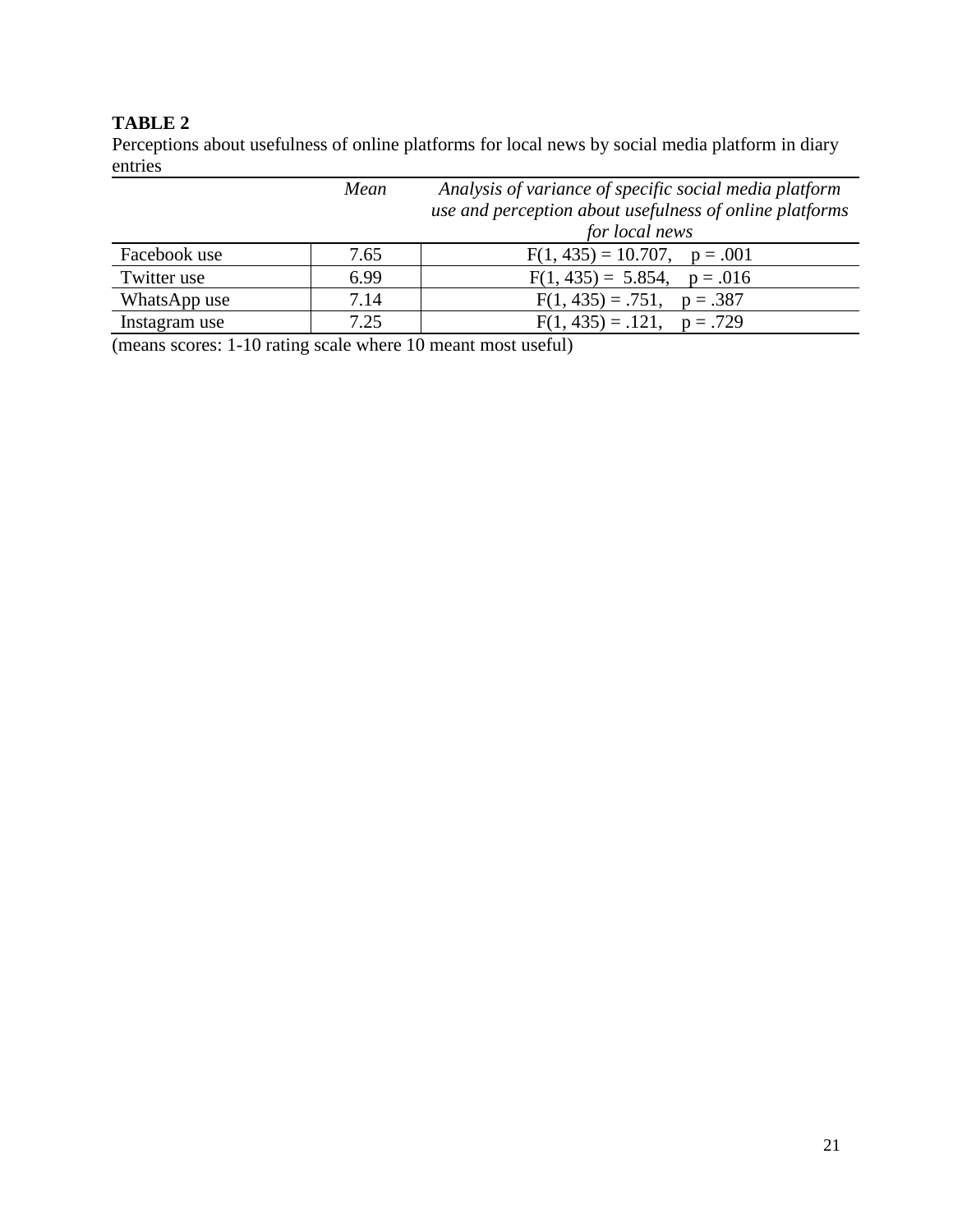**TABLE 2**

Perceptions about usefulness of online platforms for local news by social media platform in diary entries

| | *Mean* | *Analysis of variance of specific social media platform use and perception about usefulness of online platforms for local news* |
|---|---|---|
| Facebook use | 7.65 | $F(1, 435) = 10.707$, $p = .001$ |
| Twitter use | 6.99 | $F(1, 435) = 5.854$, $p = .016$ |
| WhatsApp use | 7.14 | $F(1, 435) = .751$, $p = .387$ |
| Instagram use | 7.25 | $F(1, 435) = .121$, $p = .729$ |

(means scores: 1-10 rating scale where 10 meant most useful)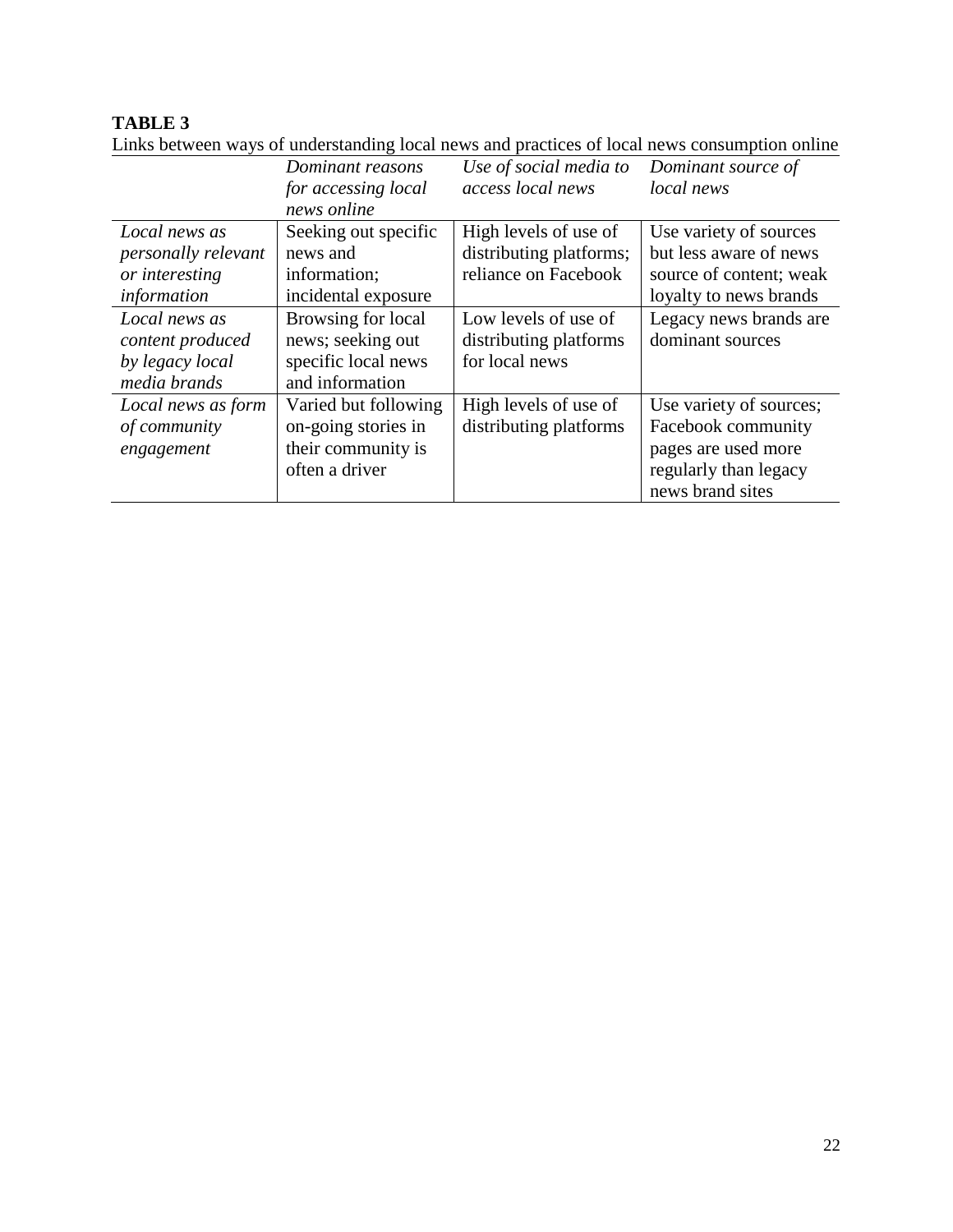**TABLE 3**

Links between ways of understanding local news and practices of local news consumption online

| | *Dominant reasons for accessing local news online* | *Use of social media to access local news* | *Dominant source of local news* |
|---|---|---|---|
| *Local news as personally relevant or interesting information* | Seeking out specific news and information; incidental exposure | High levels of use of distributing platforms; reliance on Facebook | Use variety of sources but less aware of news source of content; weak loyalty to news brands |
| *Local news as content produced by legacy local media brands* | Browsing for local news; seeking out specific local news and information | Low levels of use of distributing platforms for local news | Legacy news brands are dominant sources |
| *Local news as form of community engagement* | Varied but following on-going stories in their community is often a driver | High levels of use of distributing platforms | Use variety of sources; Facebook community pages are used more regularly than legacy news brand sites |